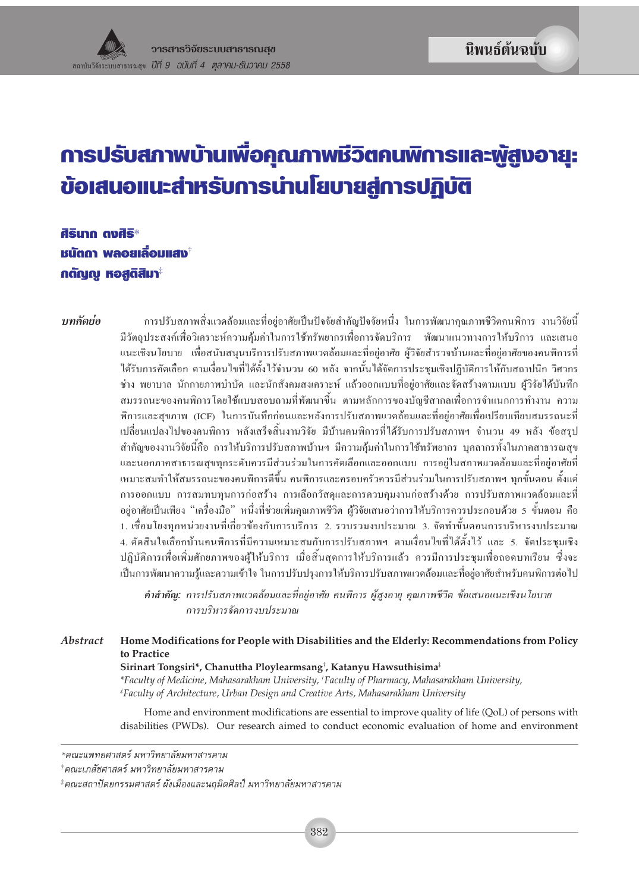นิพนธ์ต้นฉบับ

# การปรับสภาพบ้านเพื่อคุณภาพชีวิตคนพิการและผู้สูงอายุ: ข้อเสนอแนะสำหรับการนำนโยบายสู่การปฏิบัติ

**ศิรินาถ ตงศิริ***
**ชนัตถา พลอยเลื่อมแสง**[†]
**กตัญญู หอสูติสิมา**[‡]

***บทคัดย่อ*** การปรับสภาพสิ่งแวดล้อมและที่อยู่อาศัยเป็นปัจจัยสำคัญปัจจัยหนึ่ง ในการพัฒนาคุณภาพชีวิตคนพิการ งานวิจัยนี้มีวัตถุประสงค์เพื่อวิเคราะห์ความคุ้มค่าในการใช้ทรัพยากรเพื่อการจัดบริการ พัฒนาแนวทางการให้บริการ และเสนอแนะเชิงนโยบาย เพื่อสนับสนุนบริการปรับสภาพแวดล้อมและที่อยู่อาศัย ผู้วิจัยสำรวจบ้านและที่อยู่อาศัยของคนพิการที่ได้รับการคัดเลือก ตามเงื่อนไขที่ได้ตั้งไว้จำนวน 60 หลัง จากนั้นได้จัดการประชุมเชิงปฏิบัติการให้กับสถาปนิก วิศวกร ช่าง พยาบาล นักกายภาพบำบัด และนักสังคมสงเคราะห์ แล้วออกแบบที่อยู่อาศัยและจัดสร้างตามแบบ ผู้วิจัยได้บันทึกสมรรถนะของคนพิการโดยใช้แบบสอบถามที่พัฒนาขึ้น ตามหลักการของบัญชีสากลเพื่อการจำแนกการทำงาน ความพิการและสุขภาพ (ICF) ในการบันทึกก่อนและหลังการปรับสภาพแวดล้อมและที่อยู่อาศัยเพื่อเปรียบเทียบสมรรถนะที่เปลี่ยนแปลงไปของคนพิการ หลังเสร็จสิ้นงานวิจัย มีบ้านคนพิการที่ได้รับการปรับสภาพฯ จำนวน 49 หลัง ข้อสรุปสำคัญของงานวิจัยนี้คือ การให้บริการปรับสภาพบ้านฯ มีความคุ้มค่าในการใช้ทรัพยากร บุคลากรทั้งในภาคสาธารณสุขและนอกภาคสาธารณสุขทุกระดับควรมีส่วนร่วมในการคัดเลือกและออกแบบ การอยู่ในสภาพแวดล้อมและที่อยู่อาศัยที่เหมาะสมทำให้สมรรถนะของคนพิการดีขึ้น คนพิการและครอบครัวควรมีส่วนร่วมในการปรับสภาพฯ ทุกขั้นตอน ตั้งแต่การออกแบบ การสมทบทุนการก่อสร้าง การเลือกวัสดุและการควบคุมงานก่อสร้างด้วย การปรับสภาพแวดล้อมและที่อยู่อาศัยเป็นเพียง "เครื่องมือ" หนึ่งที่ช่วยเพิ่มคุณภาพชีวิต ผู้วิจัยเสนอว่าการให้บริการควรประกอบด้วย 5 ขั้นตอน คือ 1. เชื่อมโยงทุกหน่วยงานที่เกี่ยวข้องกับการบริการ 2. รวบรวมงบประมาณ 3. จัดทำขั้นตอนการบริหารงบประมาณ 4. ตัดสินใจเลือกบ้านคนพิการที่มีความเหมาะสมกับการปรับสภาพฯ ตามเงื่อนไขที่ได้ตั้งไว้ และ 5. จัดประชุมเชิงปฏิบัติการเพื่อเพิ่มศักยภาพของผู้ให้บริการ เมื่อสิ้นสุดการให้บริการแล้ว ควรมีการประชุมเพื่อถอดบทเรียน ซึ่งจะเป็นการพัฒนาความรู้และความเข้าใจ ในการปรับปรุงการให้บริการปรับสภาพแวดล้อมและที่อยู่อาศัยสำหรับคนพิการต่อไป

***คำสำคัญ:*** *การปรับสภาพแวดล้อมและที่อยู่อาศัย คนพิการ ผู้สูงอายุ คุณภาพชีวิต ข้อเสนอแนะเชิงนโยบาย การบริหารจัดการงบประมาณ*

***Abstract*** **Home Modifications for People with Disabilities and the Elderly: Recommendations from Policy to Practice**

**Sirinart Tongsiri*, Chanuttha Ploylearmsang[†], Katanyu Hawsuthisima[‡]**

*\*Faculty of Medicine, Mahasarakham University, [†]Faculty of Pharmacy, Mahasarakham University, [‡]Faculty of Architecture, Urban Design and Creative Arts, Mahasarakham University*

Home and environment modifications are essential to improve quality of life (QoL) of persons with disabilities (PWDs). Our research aimed to conduct economic evaluation of home and environment

---

*\*คณะแพทยศาสตร์ มหาวิทยาลัยมหาสารคาม*

*[†]คณะเภสัชศาสตร์ มหาวิทยาลัยมหาสารคาม*

*[‡]คณะสถาปัตยกรรมศาสตร์ ผังเมืองและนฤมิตศิลป์ มหาวิทยาลัยมหาสารคาม*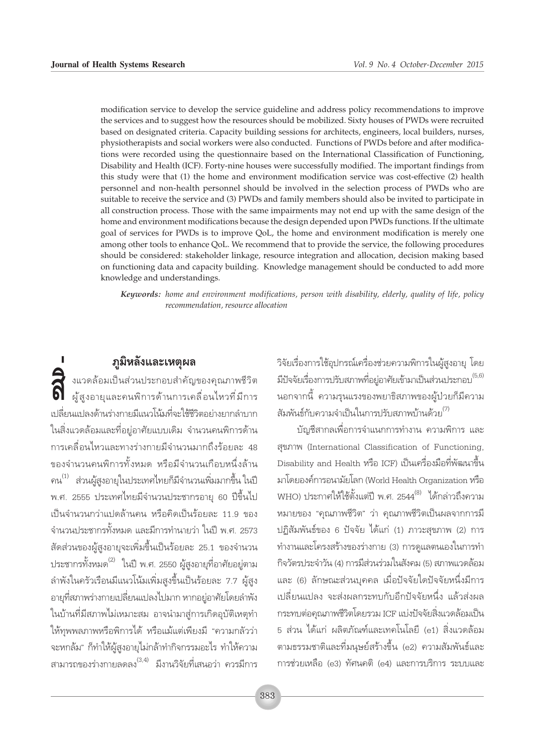modification service to develop the service guideline and address policy recommendations to improve the services and to suggest how the resources should be mobilized. Sixty houses of PWDs were recruited based on designated criteria. Capacity building sessions for architects, engineers, local builders, nurses, physiotherapists and social workers were also conducted. Functions of PWDs before and after modifications were recorded using the questionnaire based on the International Classification of Functioning, Disability and Health (ICF). Forty-nine houses were successfully modified. The important findings from this study were that (1) the home and environment modification service was cost-effective (2) health personnel and non-health personnel should be involved in the selection process of PWDs who are suitable to receive the service and (3) PWDs and family members should also be invited to participate in all construction process. Those with the same impairments may not end up with the same design of the home and environment modifications because the design depended upon PWDs functions. If the ultimate goal of services for PWDs is to improve QoL, the home and environment modification is merely one among other tools to enhance QoL. We recommend that to provide the service, the following procedures should be considered: stakeholder linkage, resource integration and allocation, decision making based on functioning data and capacity building. Knowledge management should be conducted to add more knowledge and understandings.

***Keywords:*** *home and environment modifications, person with disability, elderly, quality of life, policy recommendation, resource allocation*

## ภูมิหลังและเหตุผล

สิ่งแวดล้อมเป็นส่วนประกอบสำคัญของคุณภาพชีวิตผู้สูงอายุและคนพิการด้านการเคลื่อนไหวที่มีการเปลี่ยนแปลงด้านร่างกายมีแนวโน้มที่จะใช้ชีวิตอย่างยากลำบากในสิ่งแวดล้อมและที่อยู่อาศัยแบบเดิม จำนวนคนพิการด้านการเคลื่อนไหวและทางร่างกายมีจำนวนมากถึงร้อยละ 48 ของจำนวนคนพิการทั้งหมด หรือมีจำนวนเกือบหนึ่งล้านคน[1] ส่วนผู้สูงอายุในประเทศไทยก็มีจำนวนเพิ่มมากขึ้น ในปี พ.ศ. 2555 ประเทศไทยมีจำนวนประชากรอายุ 60 ปีขึ้นไปเป็นจำนวนกว่าแปดล้านคน หรือคิดเป็นร้อยละ 11.9 ของจำนวนประชากรทั้งหมด และมีการทำนายว่า ในปี พ.ศ. 2573 สัดส่วนของผู้สูงอายุจะเพิ่มขึ้นเป็นร้อยละ 25.1 ของจำนวนประชากรทั้งหมด[2] ในปี พ.ศ. 2550 ผู้สูงอายุที่อาศัยอยู่ตามลำพังในครัวเรือนมีแนวโน้มเพิ่มสูงขึ้นเป็นร้อยละ 7.7 ผู้สูงอายุที่สภาพร่างกายเปลี่ยนแปลงไปมาก หากอยู่อาศัยโดยลำพังในบ้านที่มีสภาพไม่เหมาะสม อาจนำมาสู่การเกิดอุบัติเหตุทำให้ทุพพลภาพหรือพิการได้ หรือแม้แต่เพียงมี "ความกลัวว่าจะหกล้ม" ก็ทำให้ผู้สูงอายุไม่กล้าทำกิจกรรมอะไร ทำให้ความสามารถของร่างกายลดลง[3,4] มีงานวิจัยที่เสนอว่า ควรมีการวิจัยเรื่องการใช้อุปกรณ์เครื่องช่วยความพิการในผู้สูงอายุ โดยมีปัจจัยเรื่องการปรับสภาพที่อยู่อาศัยเข้ามาเป็นส่วนประกอบ[5,6] นอกจากนี้ ความรุนแรงของพยาธิสภาพของผู้ป่วยก็มีความสัมพันธ์กับความจำเป็นในการปรับสภาพบ้านด้วย[7]

บัญชีสากลเพื่อการจำแนกการทำงาน ความพิการ และสุขภาพ (International Classification of Functioning, Disability and Health หรือ ICF) เป็นเครื่องมือที่พัฒนาขึ้นมาโดยองค์การอนามัยโลก (World Health Organization หรือ WHO) ประกาศให้ใช้ตั้งแต่ปี พ.ศ. 2544[8] ได้กล่าวถึงความหมายของ "คุณภาพชีวิต" ว่า คุณภาพชีวิตเป็นผลจากการมีปฏิสัมพันธ์ของ 6 ปัจจัย ได้แก่ (1) ภาวะสุขภาพ (2) การทำงานและโครงสร้างของร่างกาย (3) การดูแลตนเองในการทำกิจวัตรประจำวัน (4) การมีส่วนร่วมในสังคม (5) สภาพแวดล้อม และ (6) ลักษณะส่วนบุคคล เมื่อปัจจัยใดปัจจัยหนึ่งมีการเปลี่ยนแปลง จะส่งผลกระทบกับอีกปัจจัยหนึ่ง แล้วส่งผลกระทบต่อคุณภาพชีวิตโดยรวม ICF แบ่งปัจจัยสิ่งแวดล้อมเป็น 5 ส่วน ได้แก่ ผลิตภัณฑ์และเทคโนโลยี (e1) สิ่งแวดล้อมตามธรรมชาติและที่มนุษย์สร้างขึ้น (e2) ความสัมพันธ์และการช่วยเหลือ (e3) ทัศนคติ (e4) และการบริการ ระบบและ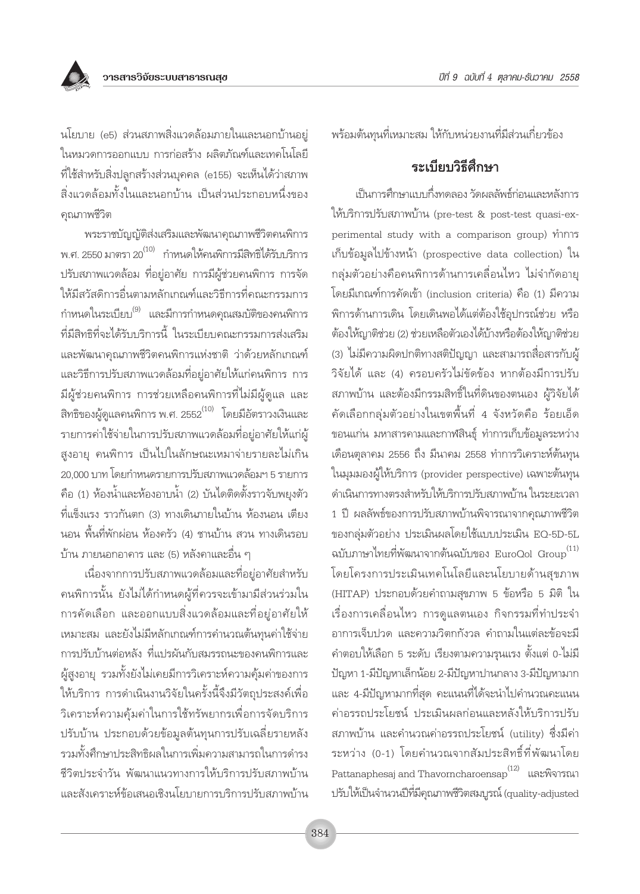นโยบาย (e5) ส่วนสภาพสิ่งแวดล้อมภายในและนอกบ้านอยู่ในหมวดการออกแบบ การก่อสร้าง ผลิตภัณฑ์และเทคโนโลยีที่ใช้สำหรับสิ่งปลูกสร้างส่วนบุคคล (e155) จะเห็นได้ว่าสภาพสิ่งแวดล้อมทั้งในและนอกบ้าน เป็นส่วนประกอบหนึ่งของคุณภาพชีวิต

พระราชบัญญัติส่งเสริมและพัฒนาคุณภาพชีวิตคนพิการ พ.ศ. 2550 มาตรา 20[10] กำหนดให้คนพิการมีสิทธิได้รับบริการปรับสภาพแวดล้อม ที่อยู่อาศัย การมีผู้ช่วยคนพิการ การจัดให้มีสวัสดิการอื่นตามหลักเกณฑ์และวิธีการที่คณะกรรมการกำหนดในระเบียบ[9] และมีการกำหนดคุณสมบัติของคนพิการที่มีสิทธิที่จะได้รับบริการนี้ ในระเบียบคณะกรรมการส่งเสริมและพัฒนาคุณภาพชีวิตคนพิการแห่งชาติ ว่าด้วยหลักเกณฑ์และวิธีการปรับสภาพแวดล้อมที่อยู่อาศัยให้แก่คนพิการ การมีผู้ช่วยคนพิการ การช่วยเหลือคนพิการที่ไม่มีผู้ดูแล และสิทธิของผู้ดูแลคนพิการ พ.ศ. 2552[10] โดยมีอัตราเงินและรายการค่าใช้จ่ายในการปรับสภาพแวดล้อมที่อยู่อาศัยให้แก่ผู้สูงอายุ คนพิการ เป็นไปในลักษณะเหมาจ่ายรายละไม่เกิน 20,000 บาท โดยกำหนดรายการปรับสภาพแวดล้อมฯ 5 รายการ คือ (1) ห้องน้ำและห้องอาบน้ำ (2) บันไดติดตั้งราวจับพยุงตัวที่แข็งแรง ราวกันตก (3) ทางเดินภายในบ้าน ห้องนอน เตียงนอน พื้นที่พักผ่อน ห้องครัว (4) ชานบ้าน สวน ทางเดินรอบบ้าน ภายนอกอาคาร และ (5) หลังคาและอื่น ๆ

เนื่องจากการปรับสภาพแวดล้อมและที่อยู่อาศัยสำหรับคนพิการนั้น ยังไม่ได้กำหนดผู้ที่ควรจะเข้ามามีส่วนร่วมในการคัดเลือก และออกแบบสิ่งแวดล้อมและที่อยู่อาศัยให้เหมาะสม และยังไม่มีหลักเกณฑ์การคำนวณต้นทุนค่าใช้จ่ายการปรับบ้านต่อหลัง ที่แปรผันกับสมรรถนะของคนพิการและผู้สูงอายุ รวมทั้งยังไม่เคยมีการวิเคราะห์ความคุ้มค่าของการให้บริการ การดำเนินงานวิจัยในครั้งนี้จึงมีวัตถุประสงค์เพื่อวิเคราะห์ความคุ้มค่าในการใช้ทรัพยากรเพื่อการจัดบริการปรับบ้าน ประกอบด้วยข้อมูลต้นทุนการปรับเฉลี่ยรายหลัง รวมทั้งศึกษาประสิทธิผลในการเพิ่มความสามารถในการดำรงชีวิตประจำวัน พัฒนาแนวทางการให้บริการปรับสภาพบ้าน และสังเคราะห์ข้อเสนอเชิงนโยบายการบริการปรับสภาพบ้านพร้อมต้นทุนที่เหมาะสม ให้กับหน่วยงานที่มีส่วนเกี่ยวข้อง

## ระเบียบวิธีศึกษา

เป็นการศึกษาแบบกึ่งทดลอง วัดผลลัพธ์ก่อนและหลังการให้บริการปรับสภาพบ้าน (pre-test & post-test quasi-experimental study with a comparison group) ทำการเก็บข้อมูลไปข้างหน้า (prospective data collection) ในกลุ่มตัวอย่างคือคนพิการด้านการเคลื่อนไหว ไม่จำกัดอายุ โดยมีเกณฑ์การคัดเข้า (inclusion criteria) คือ (1) มีความพิการด้านการเดิน โดยเดินพอได้แต่ต้องใช้อุปกรณ์ช่วย หรือต้องให้ญาติช่วย (2) ช่วยเหลือตัวเองได้บ้างหรือต้องให้ญาติช่วย (3) ไม่มีความผิดปกติทางสติปัญญา และสามารถสื่อสารกับผู้วิจัยได้ และ (4) ครอบครัวไม่ขัดข้อง หากต้องมีการปรับสภาพบ้าน และต้องมีกรรมสิทธิ์ในที่ดินของตนเอง ผู้วิจัยได้คัดเลือกกลุ่มตัวอย่างในเขตพื้นที่ 4 จังหวัดคือ ร้อยเอ็ด ขอนแก่น มหาสารคามและกาฬสินธุ์ ทำการเก็บข้อมูลระหว่างเดือนตุลาคม 2556 ถึง มีนาคม 2558 ทำการวิเคราะห์ต้นทุนในมุมมองผู้ให้บริการ (provider perspective) เฉพาะต้นทุนดำเนินการทางตรงสำหรับให้บริการปรับสภาพบ้าน ในระยะเวลา 1 ปี ผลลัพธ์ของการปรับสภาพบ้านพิจารณาจากคุณภาพชีวิตของกลุ่มตัวอย่าง ประเมินผลโดยใช้แบบประเมิน EQ-5D-5L ฉบับภาษาไทยที่พัฒนาจากต้นฉบับของ EuroQol Group[11] โดยโครงการประเมินเทคโนโลยีและนโยบายด้านสุขภาพ (HITAP) ประกอบด้วยคำถามสุขภาพ 5 ข้อหรือ 5 มิติ ในเรื่องการเคลื่อนไหว การดูแลตนเอง กิจกรรมที่ทำประจำ อาการเจ็บปวด และความวิตกกังวล คำถามในแต่ละข้อจะมีคำตอบให้เลือก 5 ระดับ เรียงตามความรุนแรง ตั้งแต่ 0-ไม่มีปัญหา 1-มีปัญหาเล็กน้อย 2-มีปัญหาปานกลาง 3-มีปัญหามาก และ 4-มีปัญหามากที่สุด คะแนนที่ได้จะนำไปคำนวณคะแนนค่าอรรถประโยชน์ ประเมินผลก่อนและหลังให้บริการปรับสภาพบ้าน และคำนวณค่าอรรถประโยชน์ (utility) ซึ่งมีค่าระหว่าง (0-1) โดยคำนวณจากสัมประสิทธิ์ที่พัฒนาโดย Pattanaphesaj and Thavorncharoensap[12] และพิจารณาปรับให้เป็นจำนวนปีที่มีคุณภาพชีวิตสมบูรณ์ (quality-adjusted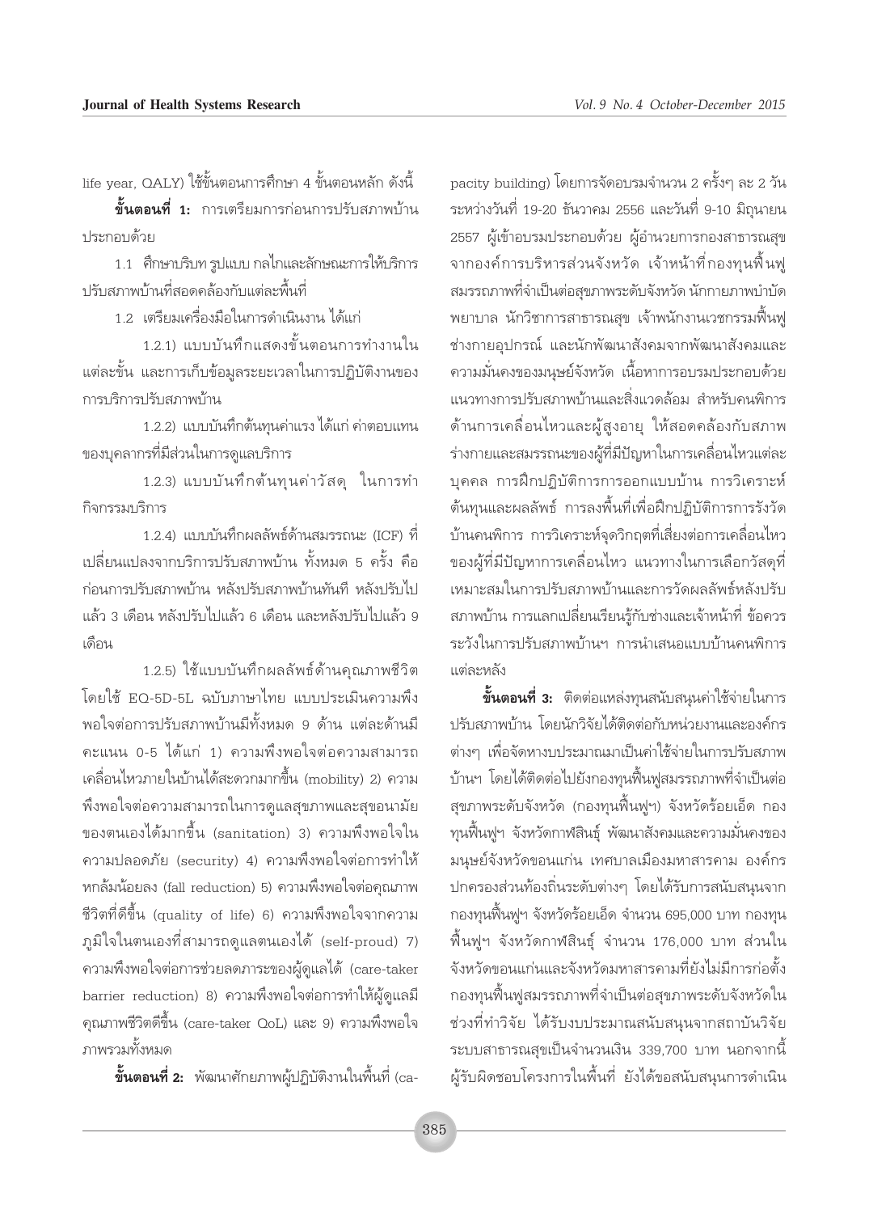life year, QALY) ใช้ขั้นตอนการศึกษา 4 ขั้นตอนหลัก ดังนี้

**ขั้นตอนที่ 1:** การเตรียมการก่อนการปรับสภาพบ้าน ประกอบด้วย

1.1 ศึกษาบริบท รูปแบบ กลไกและลักษณะการให้บริการปรับสภาพบ้านที่สอดคล้องกับแต่ละพื้นที่

1.2 เตรียมเครื่องมือในการดำเนินงาน ได้แก่

1.2.1) แบบบันทึกแสดงขั้นตอนการทำงานในแต่ละขั้น และการเก็บข้อมูลระยะเวลาในการปฏิบัติงานของการบริการปรับสภาพบ้าน

1.2.2) แบบบันทึกต้นทุนค่าแรง ได้แก่ ค่าตอบแทนของบุคลากรที่มีส่วนในการดูแลบริการ

1.2.3) แบบบันทึกต้นทุนค่าวัสดุ ในการทำกิจกรรมบริการ

1.2.4) แบบบันทึกผลลัพธ์ด้านสมรรถนะ (ICF) ที่เปลี่ยนแปลงจากบริการปรับสภาพบ้าน ทั้งหมด 5 ครั้ง คือ ก่อนการปรับสภาพบ้าน หลังปรับสภาพบ้านทันที หลังปรับไปแล้ว 3 เดือน หลังปรับไปแล้ว 6 เดือน และหลังปรับไปแล้ว 9 เดือน

1.2.5) ใช้แบบบันทึกผลลัพธ์ด้านคุณภาพชีวิตโดยใช้ EQ-5D-5L ฉบับภาษาไทย แบบประเมินความพึงพอใจต่อการปรับสภาพบ้านมีทั้งหมด 9 ด้าน แต่ละด้านมีคะแนน 0-5 ได้แก่ 1) ความพึงพอใจต่อความสามารถเคลื่อนไหวภายในบ้านได้สะดวกมากขึ้น (mobility) 2) ความพึงพอใจต่อความสามารถในการดูแลสุขภาพและสุขอนามัยของตนเองได้มากขึ้น (sanitation) 3) ความพึงพอใจในความปลอดภัย (security) 4) ความพึงพอใจต่อการทำให้หกล้มน้อยลง (fall reduction) 5) ความพึงพอใจต่อคุณภาพชีวิตที่ดีขึ้น (quality of life) 6) ความพึงพอใจจากความภูมิใจในตนเองที่สามารถดูแลตนเองได้ (self-proud) 7) ความพึงพอใจต่อการช่วยลดภาระของผู้ดูแลได้ (care-taker barrier reduction) 8) ความพึงพอใจต่อการทำให้ผู้ดูแลมีคุณภาพชีวิตดีขึ้น (care-taker QoL) และ 9) ความพึงพอใจภาพรวมทั้งหมด

**ขั้นตอนที่ 2:** พัฒนาศักยภาพผู้ปฏิบัติงานในพื้นที่ (capacity building) โดยการจัดอบรมจำนวน 2 ครั้งๆ ละ 2 วัน ระหว่างวันที่ 19-20 ธันวาคม 2556 และวันที่ 9-10 มิถุนายน 2557 ผู้เข้าอบรมประกอบด้วย ผู้อำนวยการกองสาธารณสุขจากองค์การบริหารส่วนจังหวัด เจ้าหน้าที่กองทุนฟื้นฟูสมรรถภาพที่จำเป็นต่อสุขภาพระดับจังหวัด นักกายภาพบำบัด พยาบาล นักวิชาการสาธารณสุข เจ้าพนักงานเวชกรรมฟื้นฟู ช่างกายอุปกรณ์ และนักพัฒนาสังคมจากพัฒนาสังคมและความมั่นคงของมนุษย์จังหวัด เนื้อหาการอบรมประกอบด้วย แนวทางการปรับสภาพบ้านและสิ่งแวดล้อม สำหรับคนพิการด้านการเคลื่อนไหวและผู้สูงอายุ ให้สอดคล้องกับสภาพร่างกายและสมรรถนะของผู้ที่มีปัญหาในการเคลื่อนไหวแต่ละบุคคล การฝึกปฏิบัติการการออกแบบบ้าน การวิเคราะห์ต้นทุนและผลลัพธ์ การลงพื้นที่เพื่อฝึกปฏิบัติการการรังวัดบ้านคนพิการ การวิเคราะห์จุดวิกฤตที่เสี่ยงต่อการเคลื่อนไหวของผู้ที่มีปัญหาการเคลื่อนไหว แนวทางในการเลือกวัสดุที่เหมาะสมในการปรับสภาพบ้านและการวัดผลลัพธ์หลังปรับสภาพบ้าน การแลกเปลี่ยนเรียนรู้กับช่างและเจ้าหน้าที่ ข้อควรระวังในการปรับสภาพบ้านฯ การนำเสนอแบบบ้านคนพิการแต่ละหลัง

**ขั้นตอนที่ 3:** ติดต่อแหล่งทุนสนับสนุนค่าใช้จ่ายในการปรับสภาพบ้าน โดยนักวิจัยได้ติดต่อกับหน่วยงานและองค์กรต่างๆ เพื่อจัดหางบประมาณมาเป็นค่าใช้จ่ายในการปรับสภาพบ้านฯ โดยได้ติดต่อไปยังกองทุนฟื้นฟูสมรรถภาพที่จำเป็นต่อสุขภาพระดับจังหวัด (กองทุนฟื้นฟูฯ) จังหวัดร้อยเอ็ด กองทุนฟื้นฟูฯ จังหวัดกาฬสินธุ์ พัฒนาสังคมและความมั่นคงของมนุษย์จังหวัดขอนแก่น เทศบาลเมืองมหาสารคาม องค์กรปกครองส่วนท้องถิ่นระดับต่างๆ โดยได้รับการสนับสนุนจากกองทุนฟื้นฟูฯ จังหวัดร้อยเอ็ด จำนวน 695,000 บาท กองทุนฟื้นฟูฯ จังหวัดกาฬสินธุ์ จำนวน 176,000 บาท ส่วนในจังหวัดขอนแก่นและจังหวัดมหาสารคามที่ยังไม่มีการก่อตั้งกองทุนฟื้นฟูสมรรถภาพที่จำเป็นต่อสุขภาพระดับจังหวัดในช่วงที่ทำวิจัย ได้รับงบประมาณสนับสนุนจากสถาบันวิจัยระบบสาธารณสุขเป็นจำนวนเงิน 339,700 บาท นอกจากนี้ ผู้รับผิดชอบโครงการในพื้นที่ ยังได้ขอสนับสนุนการดำเนิน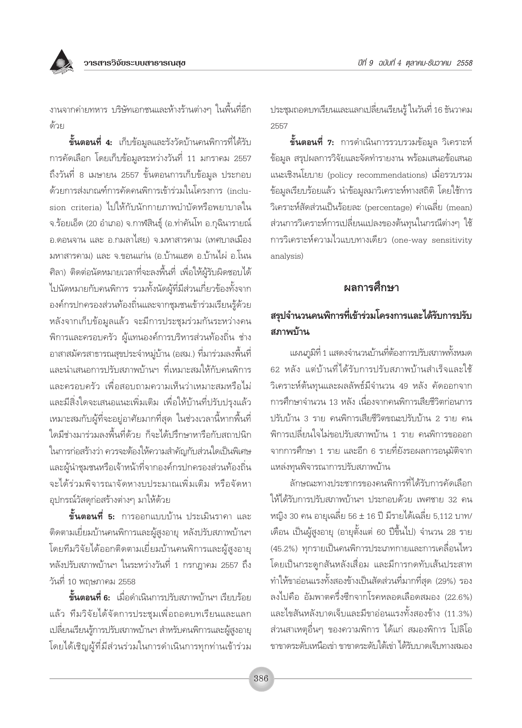งานจากค่ายทหาร บริษัทเอกชนและห้างร้านต่างๆ ในพื้นที่อีกด้วย

**ขั้นตอนที่ 4:** เก็บข้อมูลและรังวัดบ้านคนพิการที่ได้รับการคัดเลือก โดยเก็บข้อมูลระหว่างวันที่ 11 มกราคม 2557 ถึงวันที่ 8 เมษายน 2557 ขั้นตอนการเก็บข้อมูล ประกอบด้วยการส่งเกณฑ์การคัดคนพิการเข้าร่วมในโครงการ (inclusion criteria) ไปให้กับนักกายภาพบำบัดหรือพยาบาลใน จ.ร้อยเอ็ด (20 อำเภอ) จ.กาฬสินธุ์ (อ.ท่าคันโท อ.กุฉินารายณ์ อ.ดอนจาน และ อ.กมลาไสย) จ.มหาสารคาม (เทศบาลเมืองมหาสารคาม) และ จ.ขอนแก่น (อ.บ้านแฮด อ.บ้านไผ่ อ.โนนศิลา) ติดต่อนัดหมายเวลาที่จะลงพื้นที่ เพื่อให้ผู้รับผิดชอบได้ไปนัดหมายกับคนพิการ รวมทั้งนัดผู้ที่มีส่วนเกี่ยวข้องทั้งจากองค์กรปกครองส่วนท้องถิ่นและจากชุมชนเข้าร่วมเรียนรู้ด้วย หลังจากเก็บข้อมูลแล้ว จะมีการประชุมร่วมกันระหว่างคนพิการและครอบครัว ผู้แทนองค์การบริหารส่วนท้องถิ่น ช่าง อาสาสมัครสาธารณสุขประจำหมู่บ้าน (อสม.) ที่มาร่วมลงพื้นที่ และนำเสนอการปรับสภาพบ้านฯ ที่เหมาะสมให้กับคนพิการและครอบครัว เพื่อสอบถามความเห็นว่าเหมาะสมหรือไม่ และมีสิ่งใดจะเสนอแนะเพิ่มเติม เพื่อให้บ้านที่ปรับปรุงแล้วเหมาะสมกับผู้ที่จะอยู่อาศัยมากที่สุด ในช่วงเวลานี้หากพื้นที่ใดมีช่างมาร่วมลงพื้นที่ด้วย ก็จะได้ปรึกษาหารือกับสถาปนิกในการก่อสร้างว่า ควรจะต้องให้ความสำคัญกับส่วนใดเป็นพิเศษ และผู้นำชุมชนหรือเจ้าหน้าที่จากองค์กรปกครองส่วนท้องถิ่นจะได้ร่วมพิจารณาจัดหางบประมาณเพิ่มเติม หรือจัดหาอุปกรณ์วัสดุก่อสร้างต่างๆ มาให้ด้วย

**ขั้นตอนที่ 5:** การออกแบบบ้าน ประเมินราคา และติดตามเยี่ยมบ้านคนพิการและผู้สูงอายุ หลังปรับสภาพบ้านฯ โดยทีมวิจัยได้ออกติดตามเยี่ยมบ้านคนพิการและผู้สูงอายุหลังปรับสภาพบ้านฯ ในระหว่างวันที่ 1 กรกฎาคม 2557 ถึงวันที่ 10 พฤษภาคม 2558

**ขั้นตอนที่ 6:** เมื่อดำเนินการปรับสภาพบ้านฯ เรียบร้อยแล้ว ทีมวิจัยได้จัดการประชุมเพื่อถอดบทเรียนและแลกเปลี่ยนเรียนรู้การปรับสภาพบ้านฯ สำหรับคนพิการและผู้สูงอายุ โดยได้เชิญผู้ที่มีส่วนร่วมในการดำเนินการทุกท่านเข้าร่วมประชุมถอดบทเรียนและแลกเปลี่ยนเรียนรู้ในวันที่ 16 ธันวาคม 2557

**ขั้นตอนที่ 7:** การดำเนินการรวบรวมข้อมูล วิเคราะห์ข้อมูล สรุปผลการวิจัยและจัดทำรายงาน พร้อมเสนอข้อเสนอแนะเชิงนโยบาย (policy recommendations) เมื่อรวบรวมข้อมูลเรียบร้อยแล้ว นำข้อมูลมาวิเคราะห์ทางสถิติ โดยใช้การวิเคราะห์สัดส่วนเป็นร้อยละ (percentage) ค่าเฉลี่ย (mean) ส่วนการวิเคราะห์การเปลี่ยนแปลงของต้นทุนในกรณีต่างๆ ใช้การวิเคราะห์ความไวแบบทางเดียว (one-way sensitivity analysis)

## ผลการศึกษา

### สรุปจำนวนคนพิการที่เข้าร่วมโครงการและได้รับการปรับสภาพบ้าน

แผนภูมิที่ 1 แสดงจำนวนบ้านที่ต้องการปรับสภาพทั้งหมด 62 หลัง แต่บ้านที่ได้รับการปรับสภาพบ้านสำเร็จและใช้วิเคราะห์ต้นทุนและผลลัพธ์มีจำนวน 49 หลัง คัดออกจากการศึกษาจำนวน 13 หลัง เนื่องจากคนพิการเสียชีวิตก่อนการปรับบ้าน 3 ราย คนพิการเสียชีวิตขณะปรับบ้าน 2 ราย คนพิการเปลี่ยนใจไม่ขอปรับสภาพบ้าน 1 ราย คนพิการขอออกจากการศึกษา 1 ราย และอีก 6 รายที่ยังรอผลการอนุมัติจากแหล่งทุนพิจารณาการปรับสภาพบ้าน

ลักษณะทางประชากรของคนพิการที่ได้รับการคัดเลือกให้ได้รับการปรับสภาพบ้านฯ ประกอบด้วย เพศชาย 32 คน หญิง 30 คน อายุเฉลี่ย 56 ± 16 ปี มีรายได้เฉลี่ย 5,112 บาท/เดือน เป็นผู้สูงอายุ (อายุตั้งแต่ 60 ปีขึ้นไป) จำนวน 28 ราย (45.2%) ทุกรายเป็นคนพิการประเภทกายและการเคลื่อนไหว โดยเป็นกระดูกสันหลังเสื่อม และมีการกดทับเส้นประสาททำให้ขาอ่อนแรงทั้งสองข้างเป็นสัดส่วนที่มากที่สุด (29%) รองลงไปคือ อัมพาตครึ่งซีกจากโรคหลอดเลือดสมอง (22.6%) และไขสันหลังบาดเจ็บและมีขาอ่อนแรงทั้งสองข้าง (11.3%) ส่วนสาเหตุอื่นๆ ของความพิการ ได้แก่ สมองพิการ โปลิโอ ขาขาดระดับเหนือเข่า ขาขาดระดับใต้เข่า ได้รับบาดเจ็บทางสมอง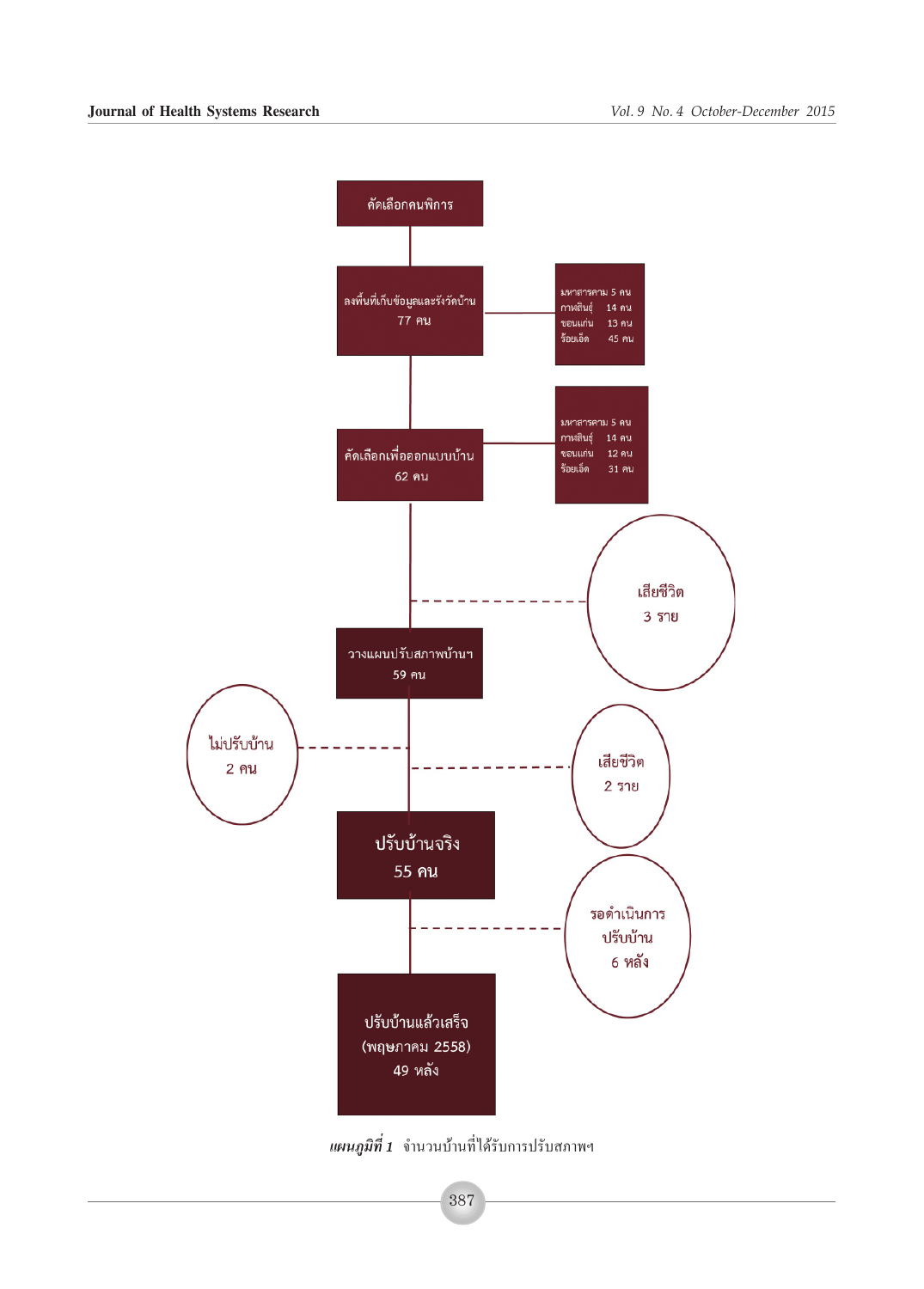คัดเลือกคนพิการ

ลงพื้นที่เก็บข้อมูลและรังวัดบ้าน
77 คน

- มหาสารคาม 5 คน
- กาฬสินธุ์ 14 คน
- ขอนแก่น 13 คน
- ร้อยเอ็ด 45 คน

คัดเลือกเพื่อออกแบบบ้าน
62 คน

- มหาสารคาม 5 คน
- กาฬสินธุ์ 14 คน
- ขอนแก่น 12 คน
- ร้อยเอ็ด 31 คน

เสียชีวิต
3 ราย

วางแผนปรับสภาพบ้านฯ
59 คน

ไม่ปรับบ้าน
2 คน

เสียชีวิต
2 ราย

ปรับบ้านจริง
55 คน

รอดำเนินการปรับบ้าน
6 หลัง

ปรับบ้านแล้วเสร็จ
(พฤษภาคม 2558)
49 หลัง

***แผนภูมิที่ 1*** จำนวนบ้านที่ได้รับการปรับสภาพฯ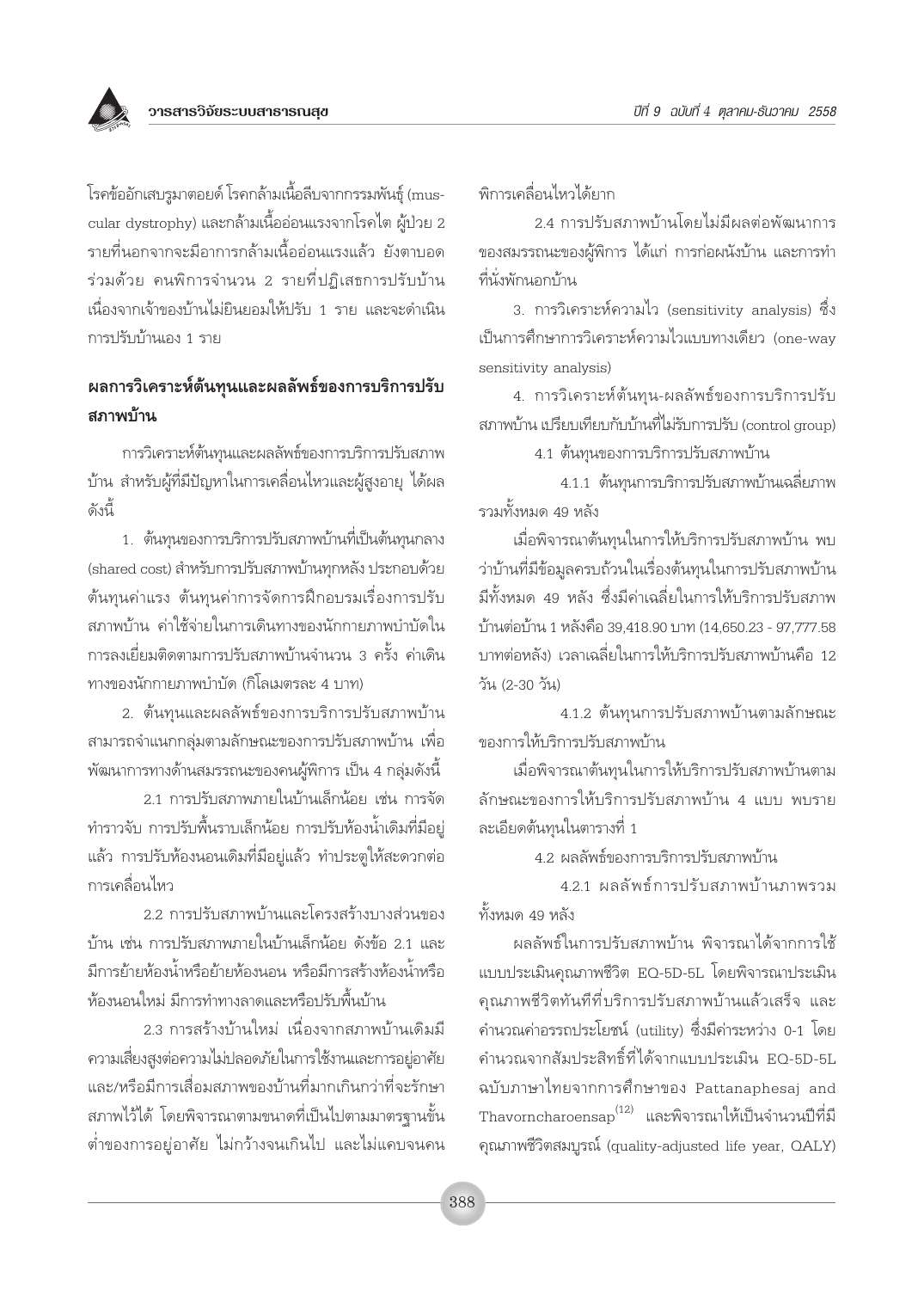โรคข้ออักเสบรูมาตอยด์ โรคกล้ามเนื้อลีบจากกรรมพันธุ์ (muscular dystrophy) และกล้ามเนื้ออ่อนแรงจากโรคไต ผู้ป่วย 2 รายที่นอกจากจะมีอาการกล้ามเนื้ออ่อนแรงแล้ว ยังตาบอดร่วมด้วย คนพิการจำนวน 2 รายที่ปฏิเสธการปรับบ้าน เนื่องจากเจ้าของบ้านไม่ยินยอมให้ปรับ 1 ราย และจะดำเนินการปรับบ้านเอง 1 ราย

## ผลการวิเคราะห์ต้นทุนและผลลัพธ์ของการบริการปรับสภาพบ้าน

การวิเคราะห์ต้นทุนและผลลัพธ์ของการบริการปรับสภาพบ้าน สำหรับผู้ที่มีปัญหาในการเคลื่อนไหวและผู้สูงอายุ ได้ผลดังนี้

1. ต้นทุนของการบริการปรับสภาพบ้านที่เป็นต้นทุนกลาง (shared cost) สำหรับการปรับสภาพบ้านทุกหลัง ประกอบด้วยต้นทุนค่าแรง ต้นทุนค่าการจัดการฝึกอบรมเรื่องการปรับสภาพบ้าน ค่าใช้จ่ายในการเดินทางของนักกายภาพบำบัดในการลงเยี่ยมติดตามการปรับสภาพบ้านจำนวน 3 ครั้ง ค่าเดินทางของนักกายภาพบำบัด (กิโลเมตรละ 4 บาท)

2. ต้นทุนและผลลัพธ์ของการบริการปรับสภาพบ้านสามารถจำแนกกลุ่มตามลักษณะของการปรับสภาพบ้าน เพื่อพัฒนาการทางด้านสมรรถนะของคนผู้พิการ เป็น 4 กลุ่มดังนี้

2.1 การปรับสภาพภายในบ้านเล็กน้อย เช่น การจัดทำราวจับ การปรับพื้นราบเล็กน้อย การปรับห้องน้ำเดิมที่มีอยู่แล้ว การปรับห้องนอนเดิมที่มีอยู่แล้ว ทำประตูให้สะดวกต่อการเคลื่อนไหว

2.2 การปรับสภาพบ้านและโครงสร้างบางส่วนของบ้าน เช่น การปรับสภาพภายในบ้านเล็กน้อย ดังข้อ 2.1 และมีการย้ายห้องน้ำหรือย้ายห้องนอน หรือมีการสร้างห้องน้ำหรือห้องนอนใหม่ มีการทำทางลาดและหรือปรับพื้นบ้าน

2.3 การสร้างบ้านใหม่ เนื่องจากสภาพบ้านเดิมมีความเสี่ยงสูงต่อความไม่ปลอดภัยในการใช้งานและการอยู่อาศัย และ/หรือมีการเสื่อมสภาพของบ้านที่มากเกินกว่าที่จะรักษาสภาพไว้ได้ โดยพิจารณาตามขนาดที่เป็นไปตามมาตรฐานขั้นต่ำของการอยู่อาศัย ไม่กว้างจนเกินไป และไม่แคบจนคนพิการเคลื่อนไหวได้ยาก

2.4 การปรับสภาพบ้านโดยไม่มีผลต่อพัฒนาการของสมรรถนะของผู้พิการ ได้แก่ การก่อผนังบ้าน และการทำที่นั่งพักนอกบ้าน

3. การวิเคราะห์ความไว (sensitivity analysis) ซึ่งเป็นการศึกษาการวิเคราะห์ความไวแบบทางเดียว (one-way sensitivity analysis)

4. การวิเคราะห์ต้นทุน-ผลลัพธ์ของการบริการปรับสภาพบ้าน เปรียบเทียบกับบ้านที่ไม่รับการปรับ (control group)

4.1 ต้นทุนของการบริการปรับสภาพบ้าน

4.1.1 ต้นทุนการบริการปรับสภาพบ้านเฉลี่ยภาพรวมทั้งหมด 49 หลัง

เมื่อพิจารณาต้นทุนในการให้บริการปรับสภาพบ้าน พบว่าบ้านที่มีข้อมูลครบถ้วนในเรื่องต้นทุนในการปรับสภาพบ้านมีทั้งหมด 49 หลัง ซึ่งมีค่าเฉลี่ยในการให้บริการปรับสภาพบ้านต่อบ้าน 1 หลังคือ 39,418.90 บาท (14,650.23 - 97,777.58 บาทต่อหลัง) เวลาเฉลี่ยในการให้บริการปรับสภาพบ้านคือ 12 วัน (2-30 วัน)

4.1.2 ต้นทุนการปรับสภาพบ้านตามลักษณะของการให้บริการปรับสภาพบ้าน

เมื่อพิจารณาต้นทุนในการให้บริการปรับสภาพบ้านตามลักษณะของการให้บริการปรับสภาพบ้าน 4 แบบ พบรายละเอียดต้นทุนในตารางที่ 1

4.2 ผลลัพธ์ของการบริการปรับสภาพบ้าน

4.2.1 ผลลัพธ์การปรับสภาพบ้านภาพรวมทั้งหมด 49 หลัง

ผลลัพธ์ในการปรับสภาพบ้าน พิจารณาได้จากการใช้แบบประเมินคุณภาพชีวิต EQ-5D-5L โดยพิจารณาประเมินคุณภาพชีวิตทันทีที่บริการปรับสภาพบ้านแล้วเสร็จ และคำนวณค่าอรรถประโยชน์ (utility) ซึ่งมีค่าระหว่าง 0-1 โดยคำนวณจากสัมประสิทธิ์ที่ได้จากแบบประเมิน EQ-5D-5L ฉบับภาษาไทยจากการศึกษาของ Pattanaphesaj and Thavorncharoensap[12] และพิจารณาให้เป็นจำนวนปีที่มีคุณภาพชีวิตสมบูรณ์ (quality-adjusted life year, QALY)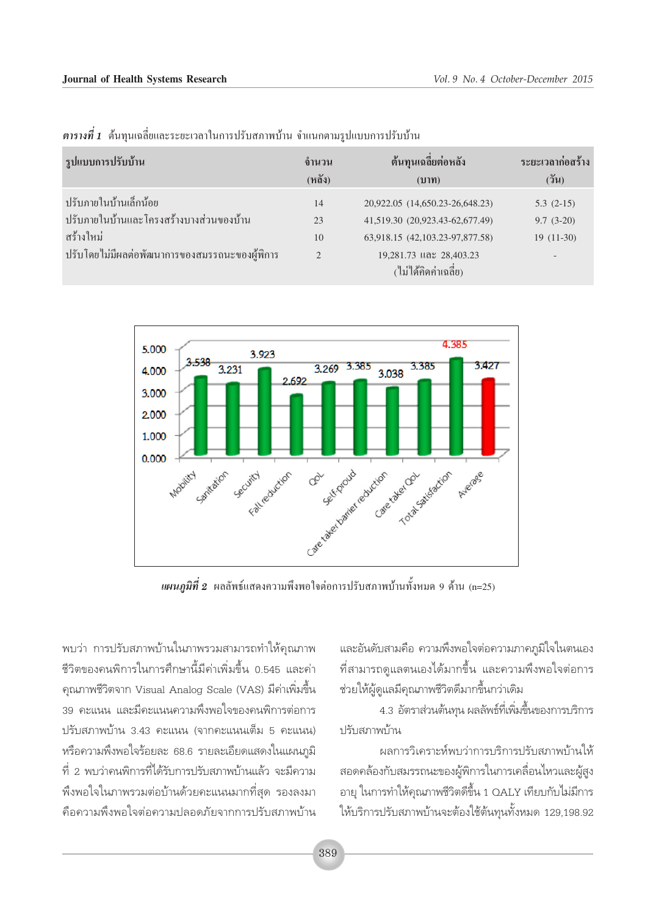***ตารางที่ 1*** ต้นทุนเฉลี่ยและระยะเวลาในการปรับสภาพบ้าน จำแนกตามรูปแบบการปรับบ้าน

| รูปแบบการปรับบ้าน | จำนวน (หลัง) | ต้นทุนเฉลี่ยต่อหลัง (บาท) | ระยะเวลาก่อสร้าง (วัน) |
|---|---|---|---|
| ปรับภายในบ้านเล็กน้อย | 14 | 20,922.05 (14,650.23-26,648.23) | 5.3 (2-15) |
| ปรับภายในบ้านและโครงสร้างบางส่วนของบ้าน | 23 | 41,519.30 (20,923.43-62,677.49) | 9.7 (3-20) |
| สร้างใหม่ | 10 | 63,918.15 (42,103.23-97,877.58) | 19 (11-30) |
| ปรับโดยไม่มีผลต่อพัฒนาการของสมรรถนะของผู้พิการ | 2 | 19,281.73 และ 28,403.23 (ไม่ได้คิดค่าเฉลี่ย) | - |

***แผนภูมิที่ 2*** ผลลัพธ์แสดงความพึงพอใจต่อการปรับสภาพบ้านทั้งหมด 9 ด้าน (n=25)

| ด้าน | คะแนน |
|---|---|
| Mobility | 3.538 |
| Sanitation | 3.231 |
| Security | 3.923 |
| Fall reduction | 2.692 |
| QOL | 3.269 |
| Self-proud | 3.385 |
| Care taker barrier reduction | 3.038 |
| Care taker QOL | 3.385 |
| Total Satisfaction | 4.385 |
| Average | 3.427 |

พบว่า การปรับสภาพบ้านในภาพรวมสามารถทำให้คุณภาพชีวิตของคนพิการในการศึกษานี้มีค่าเพิ่มขึ้น 0.545 และค่าคุณภาพชีวิตจาก Visual Analog Scale (VAS) มีค่าเพิ่มขึ้น 39 คะแนน และมีคะแนนความพึงพอใจของคนพิการต่อการปรับสภาพบ้าน 3.43 คะแนน (จากคะแนนเต็ม 5 คะแนน) หรือความพึงพอใจร้อยละ 68.6 รายละเอียดแสดงในแผนภูมิที่ 2 พบว่าคนพิการที่ได้รับการปรับสภาพบ้านแล้ว จะมีความพึงพอใจในภาพรวมต่อบ้านด้วยคะแนนมากที่สุด รองลงมาคือความพึงพอใจต่อความปลอดภัยจากการปรับสภาพบ้าน และอันดับสามคือ ความพึงพอใจต่อความภาคภูมิใจในตนเองที่สามารถดูแลตนเองได้มากขึ้น และความพึงพอใจต่อการช่วยให้ผู้ดูแลมีคุณภาพชีวิตดีมากขึ้นกว่าเดิม

4.3 อัตราส่วนต้นทุน ผลลัพธ์ที่เพิ่มขึ้นของการบริการปรับสภาพบ้าน

ผลการวิเคราะห์พบว่าการบริการปรับสภาพบ้านให้สอดคล้องกับสมรรถนะของผู้พิการในการเคลื่อนไหวและผู้สูงอายุ ในการทำให้คุณภาพชีวิตดีขึ้น 1 QALY เทียบกับไม่มีการให้บริการปรับสภาพบ้านจะต้องใช้ต้นทุนทั้งหมด 129,198.92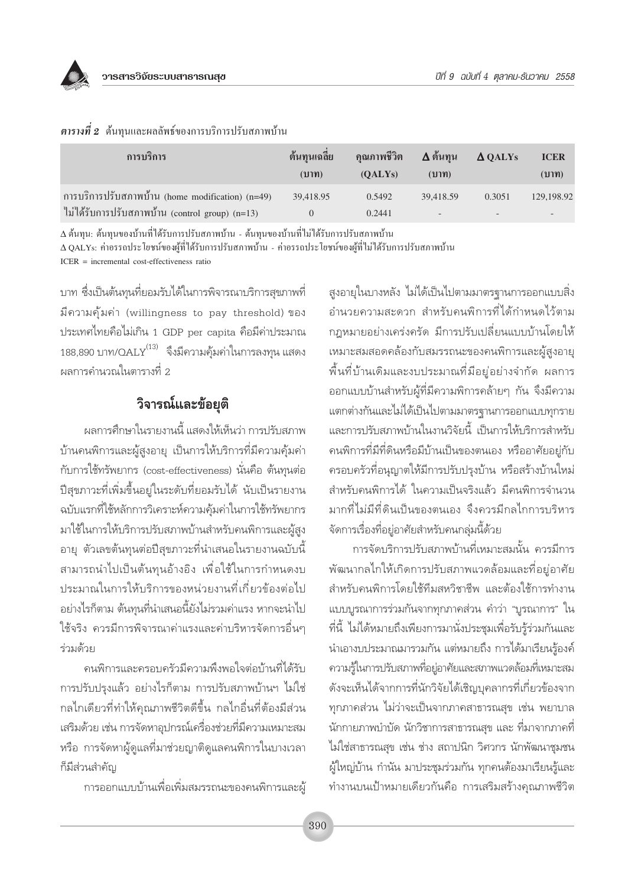***ตารางที่ 2*** ต้นทุนและผลลัพธ์ของการบริการปรับสภาพบ้าน

| การบริการ | ต้นทุนเฉลี่ย (บาท) | คุณภาพชีวิต (QALYs) | Δ ต้นทุน (บาท) | Δ QALYs | ICER (บาท) |
|---|---|---|---|---|---|
| การบริการปรับสภาพบ้าน (home modification) (n=49) | 39,418.95 | 0.5492 | 39,418.59 | 0.3051 | 129,198.92 |
| ไม่ได้รับการปรับสภาพบ้าน (control group) (n=13) | 0 | 0.2441 | - | - | - |

Δ ต้นทุน: ต้นทุนของบ้านที่ได้รับการปรับสภาพบ้าน - ต้นทุนของบ้านที่ไม่ได้รับการปรับสภาพบ้าน

Δ QALYs: ค่าอรรถประโยชน์ของผู้ที่ได้รับการปรับสภาพบ้าน - ค่าอรรถประโยชน์ของผู้ที่ไม่ได้รับการปรับสภาพบ้าน

ICER = incremental cost-effectiveness ratio

บาท ซึ่งเป็นต้นทุนที่ยอมรับได้ในการพิจารณาบริการสุขภาพที่มีความคุ้มค่า (willingness to pay threshold) ของประเทศไทยคือไม่เกิน 1 GDP per capita คือมีค่าประมาณ 188,890 บาท/QALY[13] จึงมีความคุ้มค่าในการลงทุน แสดงผลการคำนวณในตารางที่ 2

## วิจารณ์และข้อยุติ

ผลการศึกษาในรายงานนี้ แสดงให้เห็นว่า การปรับสภาพบ้านคนพิการและผู้สูงอายุ เป็นการให้บริการที่มีความคุ้มค่ากับการใช้ทรัพยากร (cost-effectiveness) นั่นคือ ต้นทุนต่อปีสุขภาวะที่เพิ่มขึ้นอยู่ในระดับที่ยอมรับได้ นับเป็นรายงานฉบับแรกที่ใช้หลักการวิเคราะห์ความคุ้มค่าในการใช้ทรัพยากรมาใช้ในการให้บริการปรับสภาพบ้านสำหรับคนพิการและผู้สูงอายุ ตัวเลขต้นทุนต่อปีสุขภาวะที่นำเสนอในรายงานฉบับนี้สามารถนำไปเป็นต้นทุนอ้างอิง เพื่อใช้ในการกำหนดงบประมาณในการให้บริการของหน่วยงานที่เกี่ยวข้องต่อไป อย่างไรก็ตาม ต้นทุนที่นำเสนอนี้ยังไม่รวมค่าแรง หากจะนำไปใช้จริง ควรมีการพิจารณาค่าแรงและค่าบริหารจัดการอื่นๆ ร่วมด้วย

คนพิการและครอบครัวมีความพึงพอใจต่อบ้านที่ได้รับการปรับปรุงแล้ว อย่างไรก็ตาม การปรับสภาพบ้านฯ ไม่ใช่กลไกเดียวที่ทำให้คุณภาพชีวิตดีขึ้น กลไกอื่นที่ต้องมีส่วนเสริมด้วย เช่น การจัดหาอุปกรณ์เครื่องช่วยที่มีความเหมาะสม หรือ การจัดหาผู้ดูแลที่มาช่วยญาติดูแลคนพิการในบางเวลาก็มีส่วนสำคัญ

การออกแบบบ้านเพื่อเพิ่มสมรรถนะของคนพิการและผู้สูงอายุในบางหลัง ไม่ได้เป็นไปตามมาตรฐานการออกแบบสิ่งอำนวยความสะดวก สำหรับคนพิการที่ได้กำหนดไว้ตามกฎหมายอย่างเคร่งครัด มีการปรับเปลี่ยนแบบบ้านโดยให้เหมาะสมสอดคล้องกับสมรรถนะของคนพิการและผู้สูงอายุ พื้นที่บ้านเดิมและงบประมาณที่มีอยู่อย่างจำกัด ผลการออกแบบบ้านสำหรับผู้ที่มีความพิการคล้ายๆ กัน จึงมีความแตกต่างกันและไม่ได้เป็นไปตามมาตรฐานการออกแบบทุกราย และการปรับสภาพบ้านในงานวิจัยนี้ เป็นการให้บริการสำหรับคนพิการที่มีที่ดินหรือมีบ้านเป็นของตนเอง หรืออาศัยอยู่กับครอบครัวที่อนุญาตให้มีการปรับปรุงบ้าน หรือสร้างบ้านใหม่สำหรับคนพิการได้ ในความเป็นจริงแล้ว มีคนพิการจำนวนมากที่ไม่มีที่ดินเป็นของตนเอง จึงควรมีกลไกการบริหารจัดการเรื่องที่อยู่อาศัยสำหรับคนกลุ่มนี้ด้วย

การจัดบริการปรับสภาพบ้านที่เหมาะสมนั้น ควรมีการพัฒนากลไกให้เกิดการปรับสภาพแวดล้อมและที่อยู่อาศัยสำหรับคนพิการโดยใช้ทีมสหวิชาชีพ และต้องใช้การทำงานแบบบูรณาการร่วมกันจากทุกภาคส่วน คำว่า "บูรณาการ" ในที่นี้ ไม่ได้หมายถึงเพียงการมานั่งประชุมเพื่อรับรู้ร่วมกันและนำเอางบประมาณมารวมกัน แต่หมายถึง การได้มาเรียนรู้องค์ความรู้ในการปรับสภาพที่อยู่อาศัยและสภาพแวดล้อมที่เหมาะสม ดังจะเห็นได้จากการที่นักวิจัยได้เชิญบุคลากรที่เกี่ยวข้องจากทุกภาคส่วน ไม่ว่าจะเป็นจากภาคสาธารณสุข เช่น พยาบาล นักกายภาพบำบัด นักวิชาการสาธารณสุข และ ที่มาจากภาคที่ไม่ใช่สาธารณสุข เช่น ช่าง สถาปนิก วิศวกร นักพัฒนาชุมชน ผู้ใหญ่บ้าน กำนัน มาประชุมร่วมกัน ทุกคนต้องมาเรียนรู้และทำงานบนเป้าหมายเดียวกันคือ การเสริมสร้างคุณภาพชีวิต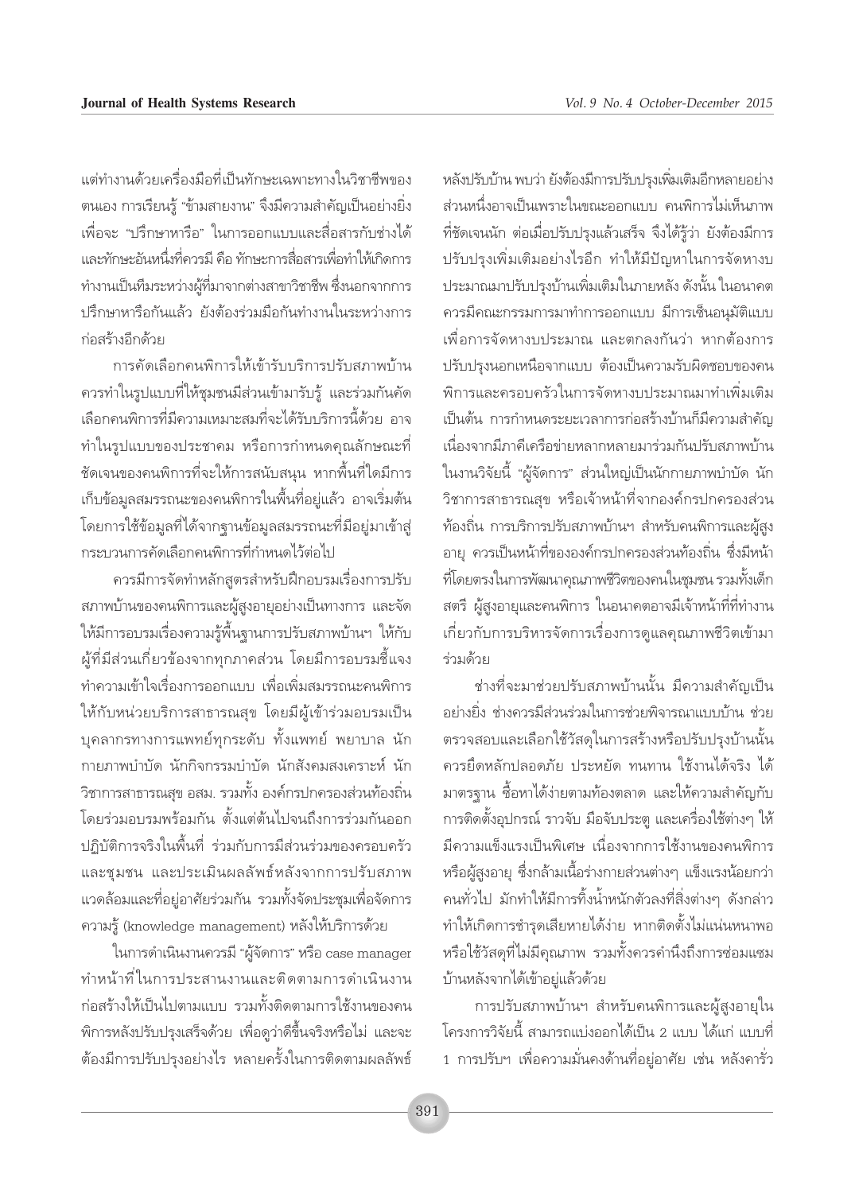แต่ทำงานด้วยเครื่องมือที่เป็นทักษะเฉพาะทางในวิชาชีพของตนเอง การเรียนรู้ "ข้ามสายงาน" จึงมีความสำคัญเป็นอย่างยิ่ง เพื่อจะ "ปรึกษาหารือ" ในการออกแบบและสื่อสารกับช่างได้ และทักษะอันหนึ่งที่ควรมี คือ ทักษะการสื่อสารเพื่อทำให้เกิดการทำงานเป็นทีมระหว่างผู้ที่มาจากต่างสาขาวิชาชีพ ซึ่งนอกจากการปรึกษาหารือกันแล้ว ยังต้องร่วมมือกันทำงานในระหว่างการก่อสร้างอีกด้วย

การคัดเลือกคนพิการให้เข้ารับบริการปรับสภาพบ้าน ควรทำในรูปแบบที่ให้ชุมชนมีส่วนเข้ามารับรู้ และร่วมกันคัดเลือกคนพิการที่มีความเหมาะสมที่จะได้รับบริการนี้ด้วย อาจทำในรูปแบบของประชาคม หรือการกำหนดคุณลักษณะที่ชัดเจนของคนพิการที่จะให้การสนับสนุน หากพื้นที่ใดมีการเก็บข้อมูลสมรรถนะของคนพิการในพื้นที่อยู่แล้ว อาจเริ่มต้นโดยการใช้ข้อมูลที่ได้จากฐานข้อมูลสมรรถนะที่มีอยู่มาเข้าสู่กระบวนการคัดเลือกคนพิการที่กำหนดไว้ต่อไป

ควรมีการจัดทำหลักสูตรสำหรับฝึกอบรมเรื่องการปรับสภาพบ้านของคนพิการและผู้สูงอายุอย่างเป็นทางการ และจัดให้มีการอบรมเรื่องความรู้พื้นฐานการปรับสภาพบ้านฯ ให้กับผู้ที่มีส่วนเกี่ยวข้องจากทุกภาคส่วน โดยมีการอบรมชี้แจงทำความเข้าใจเรื่องการออกแบบ เพื่อเพิ่มสมรรถนะคนพิการให้กับหน่วยบริการสาธารณสุข โดยมีผู้เข้าร่วมอบรมเป็นบุคลากรทางการแพทย์ทุกระดับ ทั้งแพทย์ พยาบาล นักกายภาพบำบัด นักกิจกรรมบำบัด นักสังคมสงเคราะห์ นักวิชาการสาธารณสุข อสม. รวมทั้ง องค์กรปกครองส่วนท้องถิ่น โดยร่วมอบรมพร้อมกัน ตั้งแต่ต้นไปจนถึงการร่วมกันออกปฏิบัติการจริงในพื้นที่ ร่วมกับการมีส่วนร่วมของครอบครัว และชุมชน และประเมินผลลัพธ์หลังจากการปรับสภาพแวดล้อมและที่อยู่อาศัยร่วมกัน รวมทั้งจัดประชุมเพื่อจัดการความรู้ (knowledge management) หลังให้บริการด้วย

ในการดำเนินงานควรมี "ผู้จัดการ" หรือ case manager ทำหน้าที่ในการประสานงานและติดตามการดำเนินงานก่อสร้างให้เป็นไปตามแบบ รวมทั้งติดตามการใช้งานของคนพิการหลังปรับปรุงเสร็จด้วย เพื่อดูว่าดีขึ้นจริงหรือไม่ และจะต้องมีการปรับปรุงอย่างไร หลายครั้งในการติดตามผลลัพธ์หลังปรับบ้าน พบว่า ยังต้องมีการปรับปรุงเพิ่มเติมอีกหลายอย่าง ส่วนหนึ่งอาจเป็นเพราะในขณะออกแบบ คนพิการไม่เห็นภาพที่ชัดเจนนัก ต่อเมื่อปรับปรุงแล้วเสร็จ จึงได้รู้ว่า ยังต้องมีการปรับปรุงเพิ่มเติมอย่างไรอีก ทำให้มีปัญหาในการจัดหางบประมาณมาปรับปรุงบ้านเพิ่มเติมในภายหลัง ดังนั้น ในอนาคตควรมีคณะกรรมการมาทำการออกแบบ มีการเซ็นอนุมัติแบบเพื่อการจัดหางบประมาณ และตกลงกันว่า หากต้องการปรับปรุงนอกเหนือจากแบบ ต้องเป็นความรับผิดชอบของคนพิการและครอบครัวในการจัดหางบประมาณมาทำเพิ่มเติม เป็นต้น การกำหนดระยะเวลาการก่อสร้างบ้านก็มีความสำคัญ เนื่องจากมีภาคีเครือข่ายหลากหลายมาร่วมกันปรับสภาพบ้าน ในงานวิจัยนี้ "ผู้จัดการ" ส่วนใหญ่เป็นนักกายภาพบำบัด นักวิชาการสาธารณสุข หรือเจ้าหน้าที่จากองค์กรปกครองส่วนท้องถิ่น การบริการปรับสภาพบ้านฯ สำหรับคนพิการและผู้สูงอายุ ควรเป็นหน้าที่ขององค์กรปกครองส่วนท้องถิ่น ซึ่งมีหน้าที่โดยตรงในการพัฒนาคุณภาพชีวิตของคนในชุมชน รวมทั้งเด็ก สตรี ผู้สูงอายุและคนพิการ ในอนาคตอาจมีเจ้าหน้าที่ที่ทำงานเกี่ยวกับการบริหารจัดการเรื่องการดูแลคุณภาพชีวิตเข้ามาร่วมด้วย

ช่างที่จะมาช่วยปรับสภาพบ้านนั้น มีความสำคัญเป็นอย่างยิ่ง ช่างควรมีส่วนร่วมในการช่วยพิจารณาแบบบ้าน ช่วยตรวจสอบและเลือกใช้วัสดุในการสร้างหรือปรับปรุงบ้านนั้น ควรยึดหลักปลอดภัย ประหยัด ทนทาน ใช้งานได้จริง ได้มาตรฐาน ซื้อหาได้ง่ายตามท้องตลาด และให้ความสำคัญกับการติดตั้งอุปกรณ์ ราวจับ มือจับประตู และเครื่องใช้ต่างๆ ให้มีความแข็งแรงเป็นพิเศษ เนื่องจากการใช้งานของคนพิการหรือผู้สูงอายุ ซึ่งกล้ามเนื้อร่างกายส่วนต่างๆ แข็งแรงน้อยกว่าคนทั่วไป มักทำให้มีการทิ้งน้ำหนักตัวลงที่สิ่งต่างๆ ดังกล่าว ทำให้เกิดการชำรุดเสียหายได้ง่าย หากติดตั้งไม่แน่นหนาพอ หรือใช้วัสดุที่ไม่มีคุณภาพ รวมทั้งควรคำนึงถึงการซ่อมแซมบ้านหลังจากได้เข้าอยู่แล้วด้วย

การปรับสภาพบ้านฯ สำหรับคนพิการและผู้สูงอายุในโครงการวิจัยนี้ สามารถแบ่งออกได้เป็น 2 แบบ ได้แก่ แบบที่ 1 การปรับฯ เพื่อความมั่นคงด้านที่อยู่อาศัย เช่น หลังคารั่ว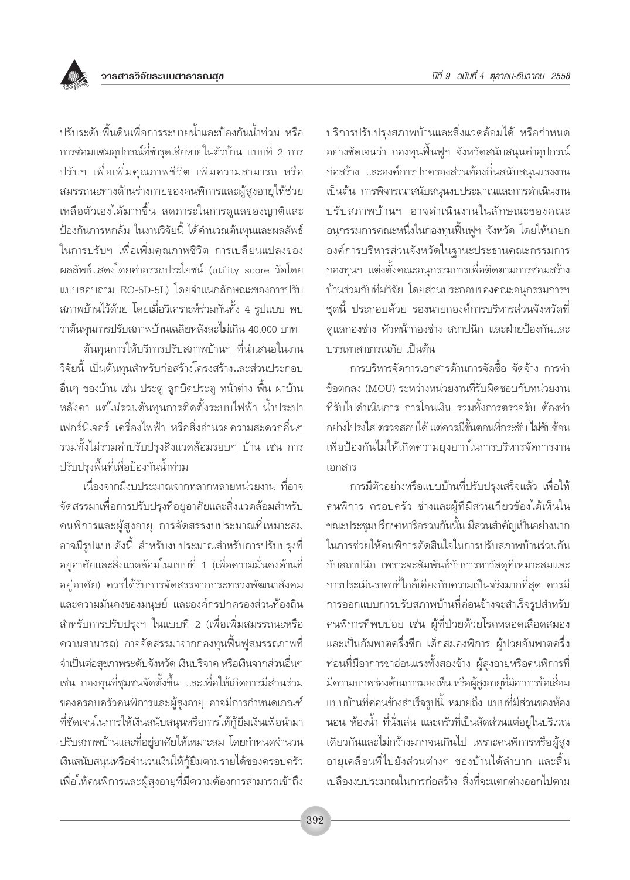ปรับระดับพื้นดินเพื่อการระบายน้ำและป้องกันน้ำท่วม หรือการซ่อมแซมอุปกรณ์ที่ชำรุดเสียหายในตัวบ้าน แบบที่ 2 การปรับฯ เพื่อเพิ่มคุณภาพชีวิต เพิ่มความสามารถ หรือสมรรถนะทางด้านร่างกายของคนพิการและผู้สูงอายุให้ช่วยเหลือตัวเองได้มากขึ้น ลดภาระในการดูแลของญาติและป้องกันการหกล้ม ในงานวิจัยนี้ ได้คำนวณต้นทุนและผลลัพธ์ในการปรับฯ เพื่อเพิ่มคุณภาพชีวิต การเปลี่ยนแปลงของผลลัพธ์แสดงโดยค่าอรรถประโยชน์ (utility score วัดโดยแบบสอบถาม EQ-5D-5L) โดยจำแนกลักษณะของการปรับสภาพบ้านไว้ด้วย โดยเมื่อวิเคราะห์ร่วมกันทั้ง 4 รูปแบบ พบว่าต้นทุนการปรับสภาพบ้านเฉลี่ยหลังละไม่เกิน 40,000 บาท

ต้นทุนการให้บริการปรับสภาพบ้านฯ ที่นำเสนอในงานวิจัยนี้ เป็นต้นทุนสำหรับก่อสร้างโครงสร้างและส่วนประกอบอื่นๆ ของบ้าน เช่น ประตู ลูกบิดประตู หน้าต่าง พื้น ฝาบ้าน หลังคา แต่ไม่รวมต้นทุนการติดตั้งระบบไฟฟ้า น้ำประปา เฟอร์นิเจอร์ เครื่องไฟฟ้า หรือสิ่งอำนวยความสะดวกอื่นๆ รวมทั้งไม่รวมค่าปรับปรุงสิ่งแวดล้อมรอบๆ บ้าน เช่น การปรับปรุงพื้นที่เพื่อป้องกันน้ำท่วม

เนื่องจากมีงบประมาณจากหลากหลายหน่วยงาน ที่อาจจัดสรรมาเพื่อการปรับปรุงที่อยู่อาศัยและสิ่งแวดล้อมสำหรับคนพิการและผู้สูงอายุ การจัดสรรงบประมาณที่เหมาะสมอาจมีรูปแบบดังนี้ สำหรับงบประมาณสำหรับการปรับปรุงที่อยู่อาศัยและสิ่งแวดล้อมในแบบที่ 1 (เพื่อความมั่นคงด้านที่อยู่อาศัย) ควรได้รับการจัดสรรจากกระทรวงพัฒนาสังคมและความมั่นคงของมนุษย์ และองค์กรปกครองส่วนท้องถิ่น สำหรับการปรับปรุงฯ ในแบบที่ 2 (เพื่อเพิ่มสมรรถนะหรือความสามารถ) อาจจัดสรรมาจากกองทุนฟื้นฟูสมรรถภาพที่จำเป็นต่อสุขภาพระดับจังหวัด เงินบริจาค หรือเงินจากส่วนอื่นๆ เช่น กองทุนที่ชุมชนจัดตั้งขึ้น และเพื่อให้เกิดการมีส่วนร่วมของครอบครัวคนพิการและผู้สูงอายุ อาจมีการกำหนดเกณฑ์ที่ชัดเจนในการให้เงินสนับสนุนหรือการให้กู้ยืมเงินเพื่อนำมาปรับสภาพบ้านและที่อยู่อาศัยให้เหมาะสม โดยกำหนดจำนวนเงินสนับสนุนหรือจำนวนเงินให้กู้ยืมตามรายได้ของครอบครัว เพื่อให้คนพิการและผู้สูงอายุที่มีความต้องการสามารถเข้าถึงบริการปรับปรุงสภาพบ้านและสิ่งแวดล้อมได้ หรือกำหนดอย่างชัดเจนว่า กองทุนฟื้นฟูฯ จังหวัดสนับสนุนค่าอุปกรณ์ก่อสร้าง และองค์การปกครองส่วนท้องถิ่นสนับสนุนแรงงาน เป็นต้น การพิจารณาสนับสนุนงบประมาณและการดำเนินงานปรับสภาพบ้านฯ อาจดำเนินงานในลักษณะของคณะอนุกรรมการคณะหนึ่งในกองทุนฟื้นฟูฯ จังหวัด โดยให้นายกองค์การบริหารส่วนจังหวัดในฐานะประธานคณะกรรมการกองทุนฯ แต่งตั้งคณะอนุกรรมการเพื่อติดตามการซ่อมสร้างบ้านร่วมกับทีมวิจัย โดยส่วนประกอบของคณะอนุกรรมการฯ ชุดนี้ ประกอบด้วย รองนายกองค์การบริหารส่วนจังหวัดที่ดูแลกองช่าง หัวหน้ากองช่าง สถาปนิก และฝ่ายป้องกันและบรรเทาสาธารณภัย เป็นต้น

การบริหารจัดการเอกสารด้านการจัดซื้อ จัดจ้าง การทำข้อตกลง (MOU) ระหว่างหน่วยงานที่รับผิดชอบกับหน่วยงานที่รับไปดำเนินการ การโอนเงิน รวมทั้งการตรวจรับ ต้องทำอย่างโปร่งใส ตรวจสอบได้ แต่ควรมีขั้นตอนที่กระชับ ไม่ซับซ้อน เพื่อป้องกันไม่ให้เกิดความยุ่งยากในการบริหารจัดการงานเอกสาร

การมีตัวอย่างหรือแบบบ้านที่ปรับปรุงเสร็จแล้ว เพื่อให้คนพิการ ครอบครัว ช่างและผู้ที่มีส่วนเกี่ยวข้องได้เห็นในขณะประชุมปรึกษาหรือร่วมกันนั้น มีส่วนสำคัญเป็นอย่างมากในการช่วยให้คนพิการตัดสินใจในการปรับสภาพบ้านร่วมกันกับสถาปนิก เพราะจะสัมพันธ์กับการหาวัสดุที่เหมาะสมและการประเมินราคาที่ใกล้เคียงกับความเป็นจริงมากที่สุด ควรมีการออกแบบการปรับสภาพบ้านที่ค่อนข้างจะสำเร็จรูปสำหรับคนพิการที่พบบ่อย เช่น ผู้ที่ป่วยด้วยโรคหลอดเลือดสมองและเป็นอัมพาตครึ่งซีก เด็กสมองพิการ ผู้ป่วยอัมพาตครึ่งท่อนที่มีอาการขาอ่อนแรงทั้งสองข้าง ผู้สูงอายุหรือคนพิการที่มีความบกพร่องด้านการมองเห็น หรือผู้สูงอายุที่มีอาการข้อเสื่อม แบบบ้านที่ค่อนข้างสำเร็จรูปนี้ หมายถึง แบบที่มีส่วนของห้องนอน ห้องน้ำ ที่นั่งเล่น และครัวที่เป็นสัดส่วนแต่อยู่ในบริเวณเดียวกันและไม่กว้างมากจนเกินไป เพราะคนพิการหรือผู้สูงอายุเคลื่อนที่ไปยังส่วนต่างๆ ของบ้านได้ลำบาก และสิ้นเปลืองงบประมาณในการก่อสร้าง สิ่งที่จะแตกต่างออกไปตาม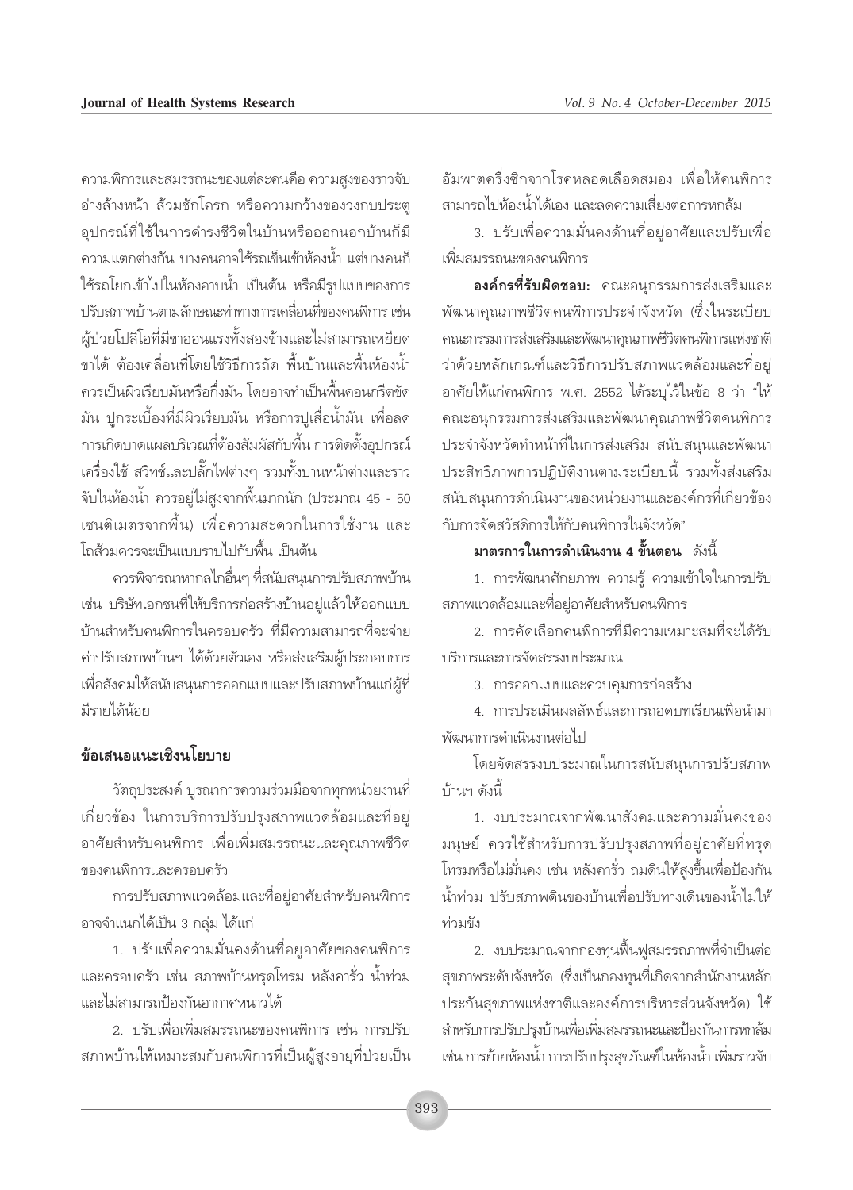ความพิการและสมรรถนะของแต่ละคนคือ ความสูงของราวจับ อ่างล้างหน้า ส้วมชักโครก หรือความกว้างของวงกบประตู อุปกรณ์ที่ใช้ในการดำรงชีวิตในบ้านหรือออกนอกบ้านก็มีความแตกต่างกัน บางคนอาจใช้รถเข็นเข้าห้องน้ำ แต่บางคนก็ใช้รถโยกเข้าไปในห้องอาบน้ำ เป็นต้น หรือมีรูปแบบของการปรับสภาพบ้านตามลักษณะท่าทางการเคลื่อนที่ของคนพิการ เช่น ผู้ป่วยโปลิโอที่มีขาอ่อนแรงทั้งสองข้างและไม่สามารถเหยียดขาได้ ต้องเคลื่อนที่โดยใช้วิธีการถัด พื้นบ้านและพื้นห้องน้ำควรเป็นผิวเรียบมันหรือกึ่งมัน โดยอาจทำเป็นพื้นคอนกรีตขัดมัน ปูกระเบื้องที่มีผิวเรียบมัน หรือการปูเสื่อน้ำมัน เพื่อลดการเกิดบาดแผลบริเวณที่ต้องสัมผัสกับพื้น การติดตั้งอุปกรณ์เครื่องใช้ สวิทช์และปลั๊กไฟต่างๆ รวมทั้งบานหน้าต่างและราวจับในห้องน้ำ ควรอยู่ไม่สูงจากพื้นมากนัก (ประมาณ 45 - 50 เซนติเมตรจากพื้น) เพื่อความสะดวกในการใช้งาน และโถส้วมควรจะเป็นแบบราบไปกับพื้น เป็นต้น

ควรพิจารณาหากลไกอื่นๆ ที่สนับสนุนการปรับสภาพบ้าน เช่น บริษัทเอกชนที่ให้บริการก่อสร้างบ้านอยู่แล้วให้ออกแบบบ้านสำหรับคนพิการในครอบครัว ที่มีความสามารถที่จะจ่ายค่าปรับสภาพบ้านฯ ได้ด้วยตัวเอง หรือส่งเสริมผู้ประกอบการเพื่อสังคมให้สนับสนุนการออกแบบและปรับสภาพบ้านแก่ผู้ที่มีรายได้น้อย

## ข้อเสนอแนะเชิงนโยบาย

วัตถุประสงค์ บูรณาการความร่วมมือจากทุกหน่วยงานที่เกี่ยวข้อง ในการบริการปรับปรุงสภาพแวดล้อมและที่อยู่อาศัยสำหรับคนพิการ เพื่อเพิ่มสมรรถนะและคุณภาพชีวิตของคนพิการและครอบครัว

การปรับสภาพแวดล้อมและที่อยู่อาศัยสำหรับคนพิการอาจจำแนกได้เป็น 3 กลุ่ม ได้แก่

1. ปรับเพื่อความมั่นคงด้านที่อยู่อาศัยของคนพิการและครอบครัว เช่น สภาพบ้านทรุดโทรม หลังคารั่ว น้ำท่วม และไม่สามารถป้องกันอากาศหนาวได้

2. ปรับเพื่อเพิ่มสมรรถนะของคนพิการ เช่น การปรับสภาพบ้านให้เหมาะสมกับคนพิการที่เป็นผู้สูงอายุที่ป่วยเป็นอัมพาตครึ่งซีกจากโรคหลอดเลือดสมอง เพื่อให้คนพิการสามารถไปห้องน้ำได้เอง และลดความเสี่ยงต่อการหกล้ม

3. ปรับเพื่อความมั่นคงด้านที่อยู่อาศัยและปรับเพื่อเพิ่มสมรรถนะของคนพิการ

**องค์กรที่รับผิดชอบ:** คณะอนุกรรมการส่งเสริมและพัฒนาคุณภาพชีวิตคนพิการประจำจังหวัด (ซึ่งในระเบียบคณะกรรมการส่งเสริมและพัฒนาคุณภาพชีวิตคนพิการแห่งชาติว่าด้วยหลักเกณฑ์และวิธีการปรับสภาพแวดล้อมและที่อยู่อาศัยให้แก่คนพิการ พ.ศ. 2552 ได้ระบุไว้ในข้อ 8 ว่า "ให้คณะอนุกรรมการส่งเสริมและพัฒนาคุณภาพชีวิตคนพิการประจำจังหวัดทำหน้าที่ในการส่งเสริม สนับสนุนและพัฒนาประสิทธิภาพการปฏิบัติงานตามระเบียบนี้ รวมทั้งส่งเสริมสนับสนุนการดำเนินงานของหน่วยงานและองค์กรที่เกี่ยวข้องกับการจัดสวัสดิการให้กับคนพิการในจังหวัด"

**มาตรการในการดำเนินงาน 4 ขั้นตอน** ดังนี้

1. การพัฒนาศักยภาพ ความรู้ ความเข้าใจในการปรับสภาพแวดล้อมและที่อยู่อาศัยสำหรับคนพิการ

2. การคัดเลือกคนพิการที่มีความเหมาะสมที่จะได้รับบริการและการจัดสรรงบประมาณ

3. การออกแบบและควบคุมการก่อสร้าง

4. การประเมินผลลัพธ์และการถอดบทเรียนเพื่อนำมาพัฒนาการดำเนินงานต่อไป

โดยจัดสรรงบประมาณในการสนับสนุนการปรับสภาพบ้านฯ ดังนี้

1. งบประมาณจากพัฒนาสังคมและความมั่นคงของมนุษย์ ควรใช้สำหรับการปรับปรุงสภาพที่อยู่อาศัยที่ทรุดโทรมหรือไม่มั่นคง เช่น หลังคารั่ว ถมดินให้สูงขึ้นเพื่อป้องกันน้ำท่วม ปรับสภาพดินของบ้านเพื่อปรับทางเดินของน้ำไม่ให้ท่วมขัง

2. งบประมาณจากกองทุนฟื้นฟูสมรรถภาพที่จำเป็นต่อสุขภาพระดับจังหวัด (ซึ่งเป็นกองทุนที่เกิดจากสำนักงานหลักประกันสุขภาพแห่งชาติและองค์การบริหารส่วนจังหวัด) ใช้สำหรับการปรับปรุงบ้านเพื่อเพิ่มสมรรถนะและป้องกันการหกล้ม เช่น การย้ายห้องน้ำ การปรับปรุงสุขภัณฑ์ในห้องน้ำ เพิ่มราวจับ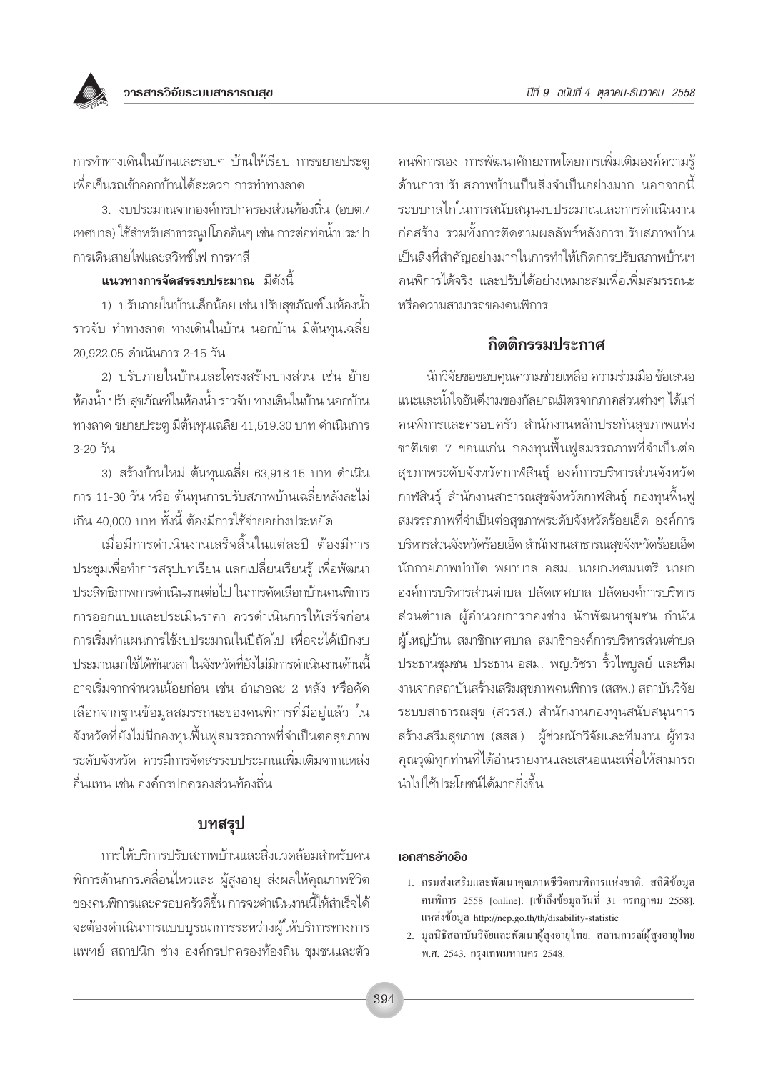การทำทางเดินในบ้านและรอบๆ บ้านให้เรียบ การขยายประตูเพื่อเข็นรถเข้าออกบ้านได้สะดวก การทำทางลาด

3. งบประมาณจากองค์กรปกครองส่วนท้องถิ่น (อบต./เทศบาล) ใช้สำหรับสาธารณูปโภคอื่นๆ เช่น การต่อท่อน้ำประปา การเดินสายไฟและสวิทช์ไฟ การทาสี

**แนวทางการจัดสรรงบประมาณ** มีดังนี้

1) ปรับภายในบ้านเล็กน้อย เช่น ปรับสุขภัณฑ์ในห้องน้ำ ราวจับ ทำทางลาด ทางเดินในบ้าน นอกบ้าน มีต้นทุนเฉลี่ย 20,922.05 ดำเนินการ 2-15 วัน

2) ปรับภายในบ้านและโครงสร้างบางส่วน เช่น ย้ายห้องน้ำ ปรับสุขภัณฑ์ในห้องน้ำ ราวจับ ทางเดินในบ้าน นอกบ้าน ทางลาด ขยายประตู มีต้นทุนเฉลี่ย 41,519.30 บาท ดำเนินการ 3-20 วัน

3) สร้างบ้านใหม่ ต้นทุนเฉลี่ย 63,918.15 บาท ดำเนินการ 11-30 วัน หรือ ต้นทุนการปรับสภาพบ้านเฉลี่ยหลังละไม่เกิน 40,000 บาท ทั้งนี้ ต้องมีการใช้จ่ายอย่างประหยัด

เมื่อมีการดำเนินงานเสร็จสิ้นในแต่ละปี ต้องมีการประชุมเพื่อทำการสรุปบทเรียน แลกเปลี่ยนเรียนรู้ เพื่อพัฒนาประสิทธิภาพการดำเนินงานต่อไป ในการคัดเลือกบ้านคนพิการ การออกแบบและประเมินราคา ควรดำเนินการให้เสร็จก่อนการเริ่มทำแผนการใช้งบประมาณในปีถัดไป เพื่อจะได้เบิกงบประมาณมาใช้ได้ทันเวลา ในจังหวัดที่ยังไม่มีการดำเนินงานด้านนี้ อาจเริ่มจากจำนวนน้อยก่อน เช่น อำเภอละ 2 หลัง หรือคัดเลือกจากฐานข้อมูลสมรรถนะของคนพิการที่มีอยู่แล้ว ในจังหวัดที่ยังไม่มีกองทุนฟื้นฟูสมรรถภาพที่จำเป็นต่อสุขภาพระดับจังหวัด ควรมีการจัดสรรงบประมาณเพิ่มเติมจากแหล่งอื่นแทน เช่น องค์กรปกครองส่วนท้องถิ่น

## บทสรุป

การให้บริการปรับสภาพบ้านและสิ่งแวดล้อมสำหรับคนพิการด้านการเคลื่อนไหวและ ผู้สูงอายุ ส่งผลให้คุณภาพชีวิตของคนพิการและครอบครัวดีขึ้น การจะดำเนินงานนี้ให้สำเร็จได้จะต้องดำเนินการแบบบูรณาการระหว่างผู้ให้บริการทางการแพทย์ สถาปนิก ช่าง องค์กรปกครองท้องถิ่น ชุมชนและตัวคนพิการเอง การพัฒนาศักยภาพโดยการเพิ่มเติมองค์ความรู้ด้านการปรับสภาพบ้านเป็นสิ่งจำเป็นอย่างมาก นอกจากนี้ ระบบกลไกในการสนับสนุนงบประมาณและการดำเนินงานก่อสร้าง รวมทั้งการติดตามผลลัพธ์หลังการปรับสภาพบ้านเป็นสิ่งที่สำคัญอย่างมากในการทำให้เกิดการปรับสภาพบ้านฯ คนพิการได้จริง และปรับได้อย่างเหมาะสมเพื่อเพิ่มสมรรถนะหรือความสามารถของคนพิการ

## กิตติกรรมประกาศ

นักวิจัยขอขอบคุณความช่วยเหลือ ความร่วมมือ ข้อเสนอแนะและน้ำใจอันดีงามของกัลยาณมิตรจากภาคส่วนต่างๆ ได้แก่ คนพิการและครอบครัว สำนักงานหลักประกันสุขภาพแห่งชาติเขต 7 ขอนแก่น กองทุนฟื้นฟูสมรรถภาพที่จำเป็นต่อสุขภาพระดับจังหวัดกาฬสินธุ์ องค์การบริหารส่วนจังหวัดกาฬสินธุ์ สำนักงานสาธารณสุขจังหวัดกาฬสินธุ์ กองทุนฟื้นฟูสมรรถภาพที่จำเป็นต่อสุขภาพระดับจังหวัดร้อยเอ็ด องค์การบริหารส่วนจังหวัดร้อยเอ็ด สำนักงานสาธารณสุขจังหวัดร้อยเอ็ด นักกายภาพบำบัด พยาบาล อสม. นายกเทศมนตรี นายกองค์การบริหารส่วนตำบล ปลัดเทศบาล ปลัดองค์การบริหารส่วนตำบล ผู้อำนวยการกองช่าง นักพัฒนาชุมชน กำนัน ผู้ใหญ่บ้าน สมาชิกเทศบาล สมาชิกองค์การบริหารส่วนตำบล ประธานชุมชน ประธาน อสม. พญ.วัชรา ริ้วไพบูลย์ และทีมงานจากสถาบันสร้างเสริมสุขภาพคนพิการ (สสพ.) สถาบันวิจัยระบบสาธารณสุข (สวรส.) สำนักงานกองทุนสนับสนุนการสร้างเสริมสุขภาพ (สสส.) ผู้ช่วยนักวิจัยและทีมงาน ผู้ทรงคุณวุฒิทุกท่านที่ได้อ่านรายงานและเสนอแนะเพื่อให้สามารถนำไปใช้ประโยชน์ได้มากยิ่งขึ้น

### เอกสารอ้างอิง

1. กรมส่งเสริมและพัฒนาคุณภาพชีวิตคนพิการแห่งชาติ. สถิติข้อมูลคนพิการ 2558 [online]. [เข้าถึงข้อมูลวันที่ 31 กรกฎาคม 2558]. แหล่งข้อมูล http://nep.go.th/th/disability-statistic
2. มูลนิธิสถาบันวิจัยและพัฒนาผู้สูงอายุไทย. สถานการณ์ผู้สูงอายุไทย พ.ศ. 2543. กรุงเทพมหานคร 2548.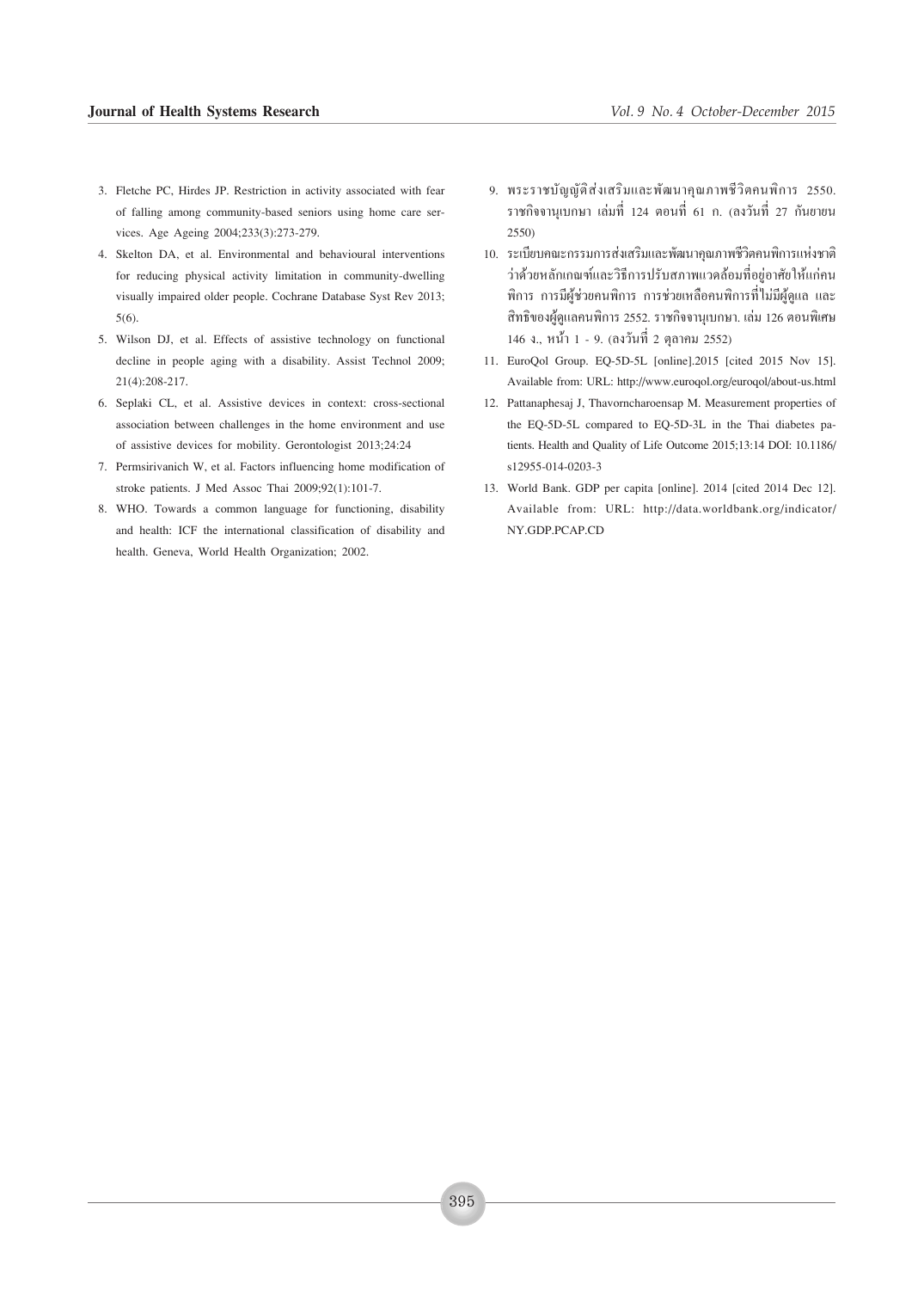3. Fletche PC, Hirdes JP. Restriction in activity associated with fear of falling among community-based seniors using home care services. Age Ageing 2004;233(3):273-279.
4. Skelton DA, et al. Environmental and behavioural interventions for reducing physical activity limitation in community-dwelling visually impaired older people. Cochrane Database Syst Rev 2013; 5(6).
5. Wilson DJ, et al. Effects of assistive technology on functional decline in people aging with a disability. Assist Technol 2009; 21(4):208-217.
6. Seplaki CL, et al. Assistive devices in context: cross-sectional association between challenges in the home environment and use of assistive devices for mobility. Gerontologist 2013;24:24
7. Permsirivanich W, et al. Factors influencing home modification of stroke patients. J Med Assoc Thai 2009;92(1):101-7.
8. WHO. Towards a common language for functioning, disability and health: ICF the international classification of disability and health. Geneva, World Health Organization; 2002.
9. พระราชบัญญัติส่งเสริมและพัฒนาคุณภาพชีวิตคนพิการ 2550. ราชกิจจานุเบกษา เล่มที่ 124 ตอนที่ 61 ก. (ลงวันที่ 27 กันยายน 2550)
10. ระเบียบคณะกรรมการส่งเสริมและพัฒนาคุณภาพชีวิตคนพิการแห่งชาติว่าด้วยหลักเกณฑ์และวิธีการปรับสภาพแวดล้อมที่อยู่อาศัยให้แก่คนพิการ การมีผู้ช่วยคนพิการ การช่วยเหลือคนพิการที่ไม่มีผู้ดูแล และสิทธิของผู้ดูแลคนพิการ 2552. ราชกิจจานุเบกษา. เล่ม 126 ตอนพิเศษ 146 ง., หน้า 1 - 9. (ลงวันที่ 2 ตุลาคม 2552)
11. EuroQol Group. EQ-5D-5L [online].2015 [cited 2015 Nov 15]. Available from: URL: http://www.euroqol.org/euroqol/about-us.html
12. Pattanaphesaj J, Thavorncharoensap M. Measurement properties of the EQ-5D-5L compared to EQ-5D-3L in the Thai diabetes patients. Health and Quality of Life Outcome 2015;13:14 DOI: 10.1186/s12955-014-0203-3
13. World Bank. GDP per capita [online]. 2014 [cited 2014 Dec 12]. Available from: URL: http://data.worldbank.org/indicator/NY.GDP.PCAP.CD